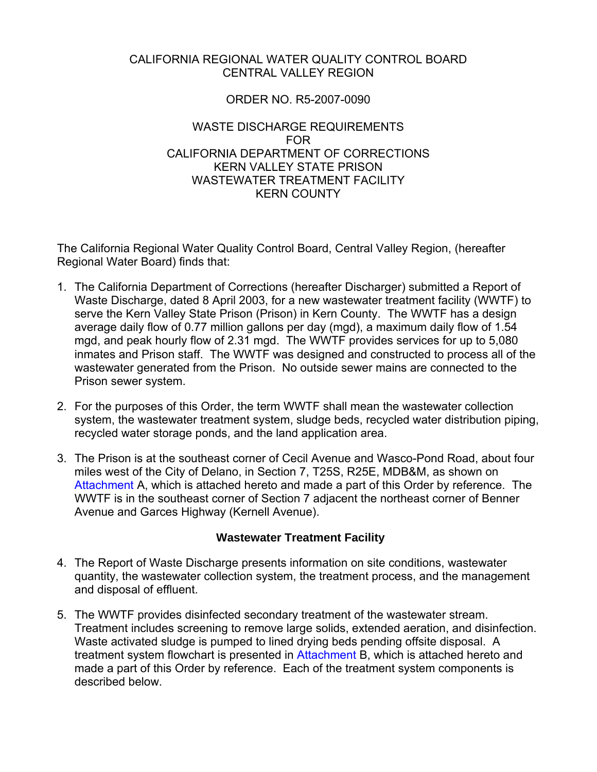CALIFORNIA REGIONAL WATER QUALITY CONTROL BOARD
CENTRAL VALLEY REGION

ORDER NO. R5-2007-0090

WASTE DISCHARGE REQUIREMENTS
FOR
CALIFORNIA DEPARTMENT OF CORRECTIONS
KERN VALLEY STATE PRISON
WASTEWATER TREATMENT FACILITY
KERN COUNTY

The California Regional Water Quality Control Board, Central Valley Region, (hereafter Regional Water Board) finds that:

1. The California Department of Corrections (hereafter Discharger) submitted a Report of Waste Discharge, dated 8 April 2003, for a new wastewater treatment facility (WWTF) to serve the Kern Valley State Prison (Prison) in Kern County. The WWTF has a design average daily flow of 0.77 million gallons per day (mgd), a maximum daily flow of 1.54 mgd, and peak hourly flow of 2.31 mgd. The WWTF provides services for up to 5,080 inmates and Prison staff. The WWTF was designed and constructed to process all of the wastewater generated from the Prison. No outside sewer mains are connected to the Prison sewer system.

2. For the purposes of this Order, the term WWTF shall mean the wastewater collection system, the wastewater treatment system, sludge beds, recycled water distribution piping, recycled water storage ponds, and the land application area.

3. The Prison is at the southeast corner of Cecil Avenue and Wasco-Pond Road, about four miles west of the City of Delano, in Section 7, T25S, R25E, MDB&M, as shown on Attachment A, which is attached hereto and made a part of this Order by reference. The WWTF is in the southeast corner of Section 7 adjacent the northeast corner of Benner Avenue and Garces Highway (Kernell Avenue).

**Wastewater Treatment Facility**

4. The Report of Waste Discharge presents information on site conditions, wastewater quantity, the wastewater collection system, the treatment process, and the management and disposal of effluent.

5. The WWTF provides disinfected secondary treatment of the wastewater stream. Treatment includes screening to remove large solids, extended aeration, and disinfection. Waste activated sludge is pumped to lined drying beds pending offsite disposal. A treatment system flowchart is presented in Attachment B, which is attached hereto and made a part of this Order by reference. Each of the treatment system components is described below.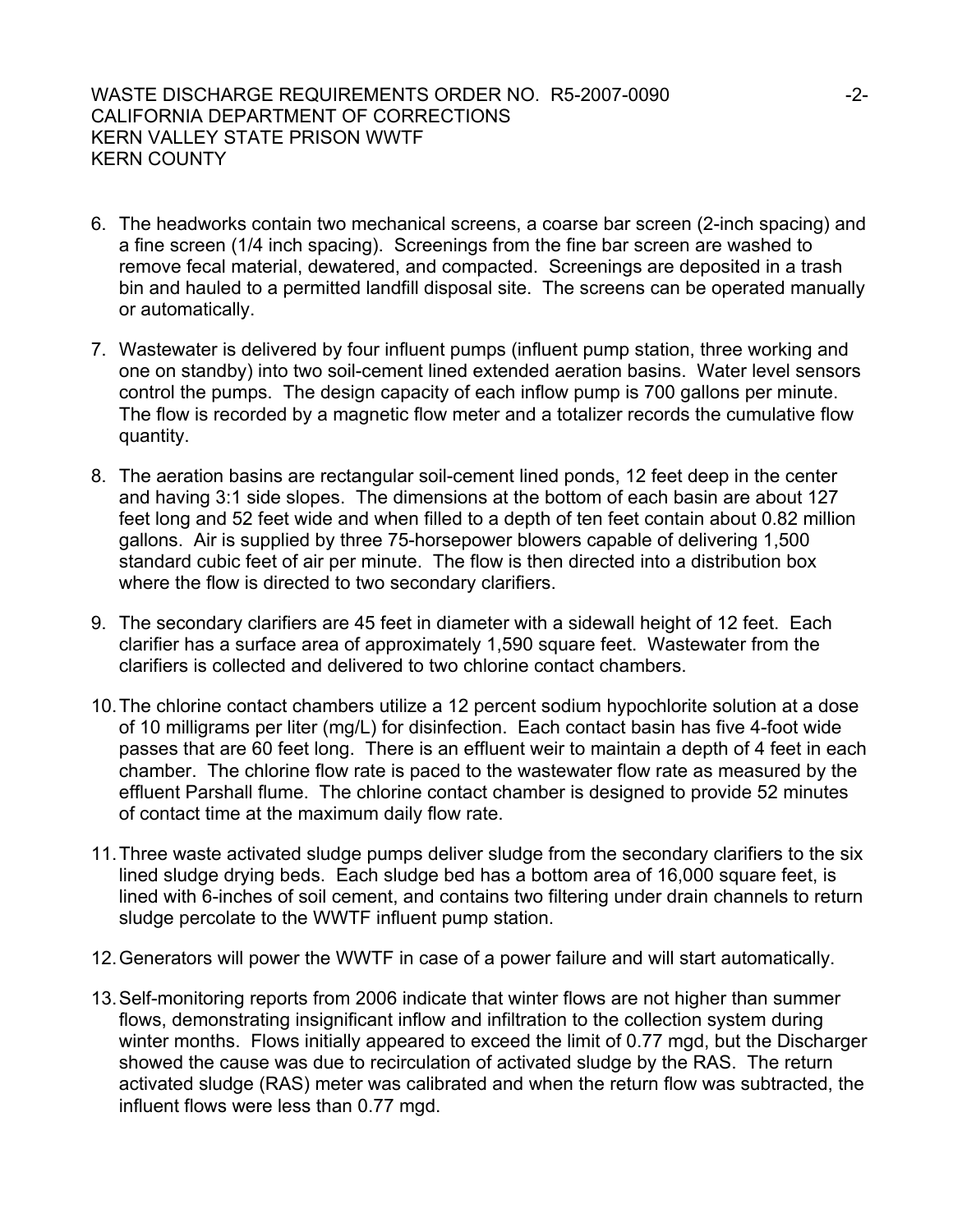6. The headworks contain two mechanical screens, a coarse bar screen (2-inch spacing) and a fine screen (1/4 inch spacing). Screenings from the fine bar screen are washed to remove fecal material, dewatered, and compacted. Screenings are deposited in a trash bin and hauled to a permitted landfill disposal site. The screens can be operated manually or automatically.

7. Wastewater is delivered by four influent pumps (influent pump station, three working and one on standby) into two soil-cement lined extended aeration basins. Water level sensors control the pumps. The design capacity of each inflow pump is 700 gallons per minute. The flow is recorded by a magnetic flow meter and a totalizer records the cumulative flow quantity.

8. The aeration basins are rectangular soil-cement lined ponds, 12 feet deep in the center and having 3:1 side slopes. The dimensions at the bottom of each basin are about 127 feet long and 52 feet wide and when filled to a depth of ten feet contain about 0.82 million gallons. Air is supplied by three 75-horsepower blowers capable of delivering 1,500 standard cubic feet of air per minute. The flow is then directed into a distribution box where the flow is directed to two secondary clarifiers.

9. The secondary clarifiers are 45 feet in diameter with a sidewall height of 12 feet. Each clarifier has a surface area of approximately 1,590 square feet. Wastewater from the clarifiers is collected and delivered to two chlorine contact chambers.

10. The chlorine contact chambers utilize a 12 percent sodium hypochlorite solution at a dose of 10 milligrams per liter (mg/L) for disinfection. Each contact basin has five 4-foot wide passes that are 60 feet long. There is an effluent weir to maintain a depth of 4 feet in each chamber. The chlorine flow rate is paced to the wastewater flow rate as measured by the effluent Parshall flume. The chlorine contact chamber is designed to provide 52 minutes of contact time at the maximum daily flow rate.

11. Three waste activated sludge pumps deliver sludge from the secondary clarifiers to the six lined sludge drying beds. Each sludge bed has a bottom area of 16,000 square feet, is lined with 6-inches of soil cement, and contains two filtering under drain channels to return sludge percolate to the WWTF influent pump station.

12. Generators will power the WWTF in case of a power failure and will start automatically.

13. Self-monitoring reports from 2006 indicate that winter flows are not higher than summer flows, demonstrating insignificant inflow and infiltration to the collection system during winter months. Flows initially appeared to exceed the limit of 0.77 mgd, but the Discharger showed the cause was due to recirculation of activated sludge by the RAS. The return activated sludge (RAS) meter was calibrated and when the return flow was subtracted, the influent flows were less than 0.77 mgd.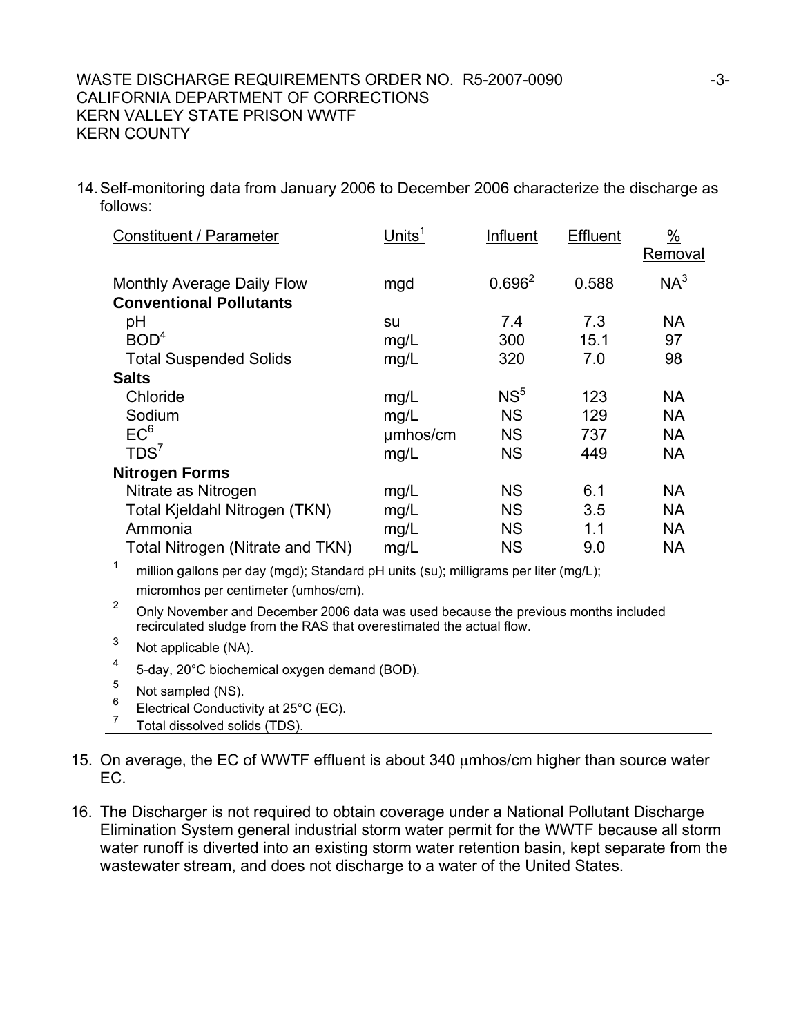14. Self-monitoring data from January 2006 to December 2006 characterize the discharge as follows:

| Constituent / Parameter | Units[1] | Influent | Effluent | % Removal |
|---|---|---|---|---|
| Monthly Average Daily Flow | mgd | 0.696[2] | 0.588 | NA[3] |
| **Conventional Pollutants** | | | | |
| pH | su | 7.4 | 7.3 | NA |
| BOD[4] | mg/L | 300 | 15.1 | 97 |
| Total Suspended Solids | mg/L | 320 | 7.0 | 98 |
| **Salts** | | | | |
| Chloride | mg/L | NS[5] | 123 | NA |
| Sodium | mg/L | NS | 129 | NA |
| EC[6] | μmhos/cm | NS | 737 | NA |
| TDS[7] | mg/L | NS | 449 | NA |
| **Nitrogen Forms** | | | | |
| Nitrate as Nitrogen | mg/L | NS | 6.1 | NA |
| Total Kjeldahl Nitrogen (TKN) | mg/L | NS | 3.5 | NA |
| Ammonia | mg/L | NS | 1.1 | NA |
| Total Nitrogen (Nitrate and TKN) | mg/L | NS | 9.0 | NA |

[1] million gallons per day (mgd); Standard pH units (su); milligrams per liter (mg/L); micromhos per centimeter (umhos/cm).

[2] Only November and December 2006 data was used because the previous months included recirculated sludge from the RAS that overestimated the actual flow.

[3] Not applicable (NA).

[4] 5-day, 20°C biochemical oxygen demand (BOD).

[5] Not sampled (NS).

[6] Electrical Conductivity at 25°C (EC).

[7] Total dissolved solids (TDS).

15. On average, the EC of WWTF effluent is about 340 μmhos/cm higher than source water EC.

16. The Discharger is not required to obtain coverage under a National Pollutant Discharge Elimination System general industrial storm water permit for the WWTF because all storm water runoff is diverted into an existing storm water retention basin, kept separate from the wastewater stream, and does not discharge to a water of the United States.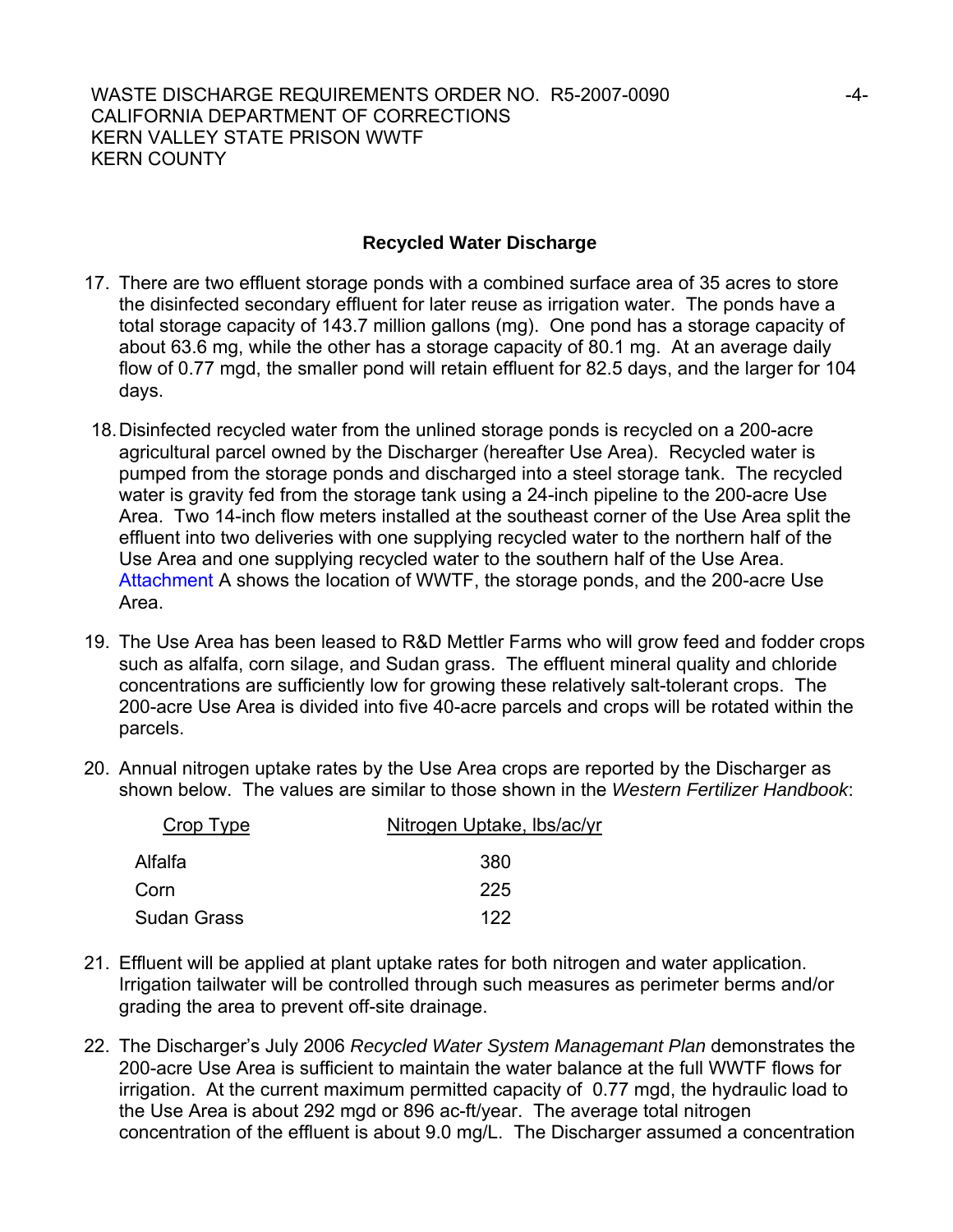## Recycled Water Discharge

17. There are two effluent storage ponds with a combined surface area of 35 acres to store the disinfected secondary effluent for later reuse as irrigation water. The ponds have a total storage capacity of 143.7 million gallons (mg). One pond has a storage capacity of about 63.6 mg, while the other has a storage capacity of 80.1 mg. At an average daily flow of 0.77 mgd, the smaller pond will retain effluent for 82.5 days, and the larger for 104 days.

18. Disinfected recycled water from the unlined storage ponds is recycled on a 200-acre agricultural parcel owned by the Discharger (hereafter Use Area). Recycled water is pumped from the storage ponds and discharged into a steel storage tank. The recycled water is gravity fed from the storage tank using a 24-inch pipeline to the 200-acre Use Area. Two 14-inch flow meters installed at the southeast corner of the Use Area split the effluent into two deliveries with one supplying recycled water to the northern half of the Use Area and one supplying recycled water to the southern half of the Use Area. Attachment A shows the location of WWTF, the storage ponds, and the 200-acre Use Area.

19. The Use Area has been leased to R&D Mettler Farms who will grow feed and fodder crops such as alfalfa, corn silage, and Sudan grass. The effluent mineral quality and chloride concentrations are sufficiently low for growing these relatively salt-tolerant crops. The 200-acre Use Area is divided into five 40-acre parcels and crops will be rotated within the parcels.

20. Annual nitrogen uptake rates by the Use Area crops are reported by the Discharger as shown below. The values are similar to those shown in the *Western Fertilizer Handbook*:

| Crop Type | Nitrogen Uptake, lbs/ac/yr |
|---|---|
| Alfalfa | 380 |
| Corn | 225 |
| Sudan Grass | 122 |

21. Effluent will be applied at plant uptake rates for both nitrogen and water application. Irrigation tailwater will be controlled through such measures as perimeter berms and/or grading the area to prevent off-site drainage.

22. The Discharger's July 2006 *Recycled Water System Managemant Plan* demonstrates the 200-acre Use Area is sufficient to maintain the water balance at the full WWTF flows for irrigation. At the current maximum permitted capacity of 0.77 mgd, the hydraulic load to the Use Area is about 292 mgd or 896 ac-ft/year. The average total nitrogen concentration of the effluent is about 9.0 mg/L. The Discharger assumed a concentration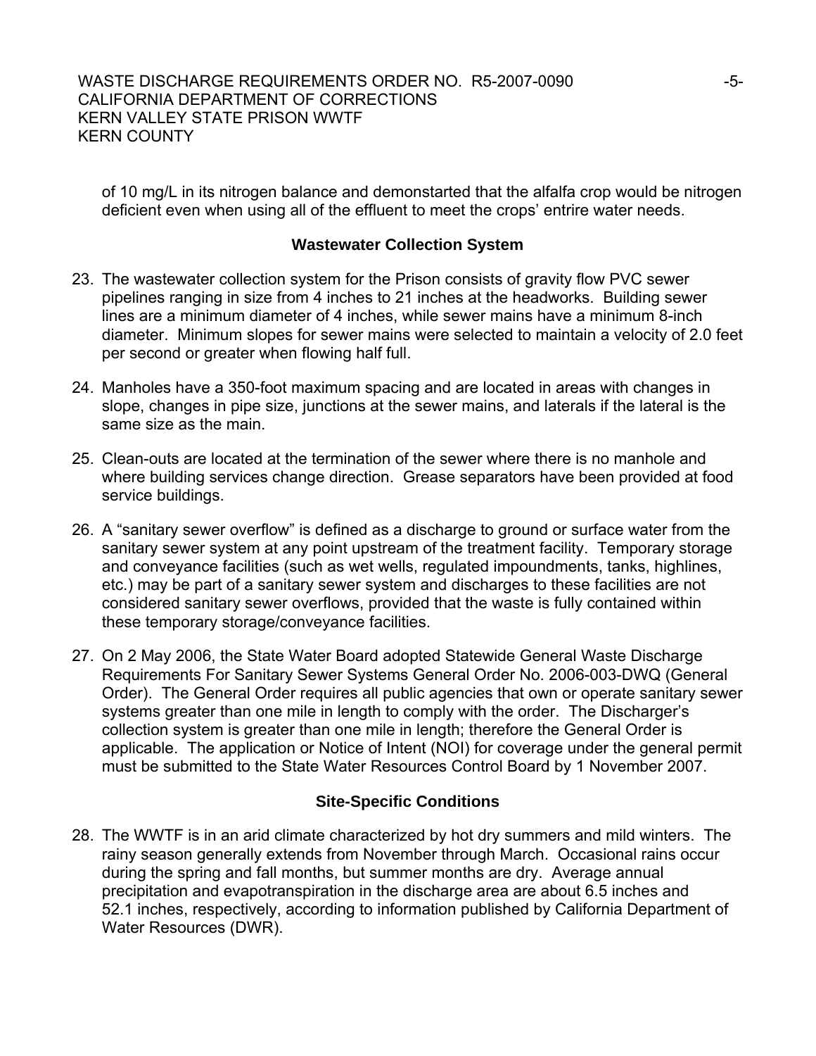of 10 mg/L in its nitrogen balance and demonstarted that the alfalfa crop would be nitrogen deficient even when using all of the effluent to meet the crops' entrire water needs.

### Wastewater Collection System

23. The wastewater collection system for the Prison consists of gravity flow PVC sewer pipelines ranging in size from 4 inches to 21 inches at the headworks. Building sewer lines are a minimum diameter of 4 inches, while sewer mains have a minimum 8-inch diameter. Minimum slopes for sewer mains were selected to maintain a velocity of 2.0 feet per second or greater when flowing half full.

24. Manholes have a 350-foot maximum spacing and are located in areas with changes in slope, changes in pipe size, junctions at the sewer mains, and laterals if the lateral is the same size as the main.

25. Clean-outs are located at the termination of the sewer where there is no manhole and where building services change direction. Grease separators have been provided at food service buildings.

26. A "sanitary sewer overflow" is defined as a discharge to ground or surface water from the sanitary sewer system at any point upstream of the treatment facility. Temporary storage and conveyance facilities (such as wet wells, regulated impoundments, tanks, highlines, etc.) may be part of a sanitary sewer system and discharges to these facilities are not considered sanitary sewer overflows, provided that the waste is fully contained within these temporary storage/conveyance facilities.

27. On 2 May 2006, the State Water Board adopted Statewide General Waste Discharge Requirements For Sanitary Sewer Systems General Order No. 2006-003-DWQ (General Order). The General Order requires all public agencies that own or operate sanitary sewer systems greater than one mile in length to comply with the order. The Discharger's collection system is greater than one mile in length; therefore the General Order is applicable. The application or Notice of Intent (NOI) for coverage under the general permit must be submitted to the State Water Resources Control Board by 1 November 2007.

### Site-Specific Conditions

28. The WWTF is in an arid climate characterized by hot dry summers and mild winters. The rainy season generally extends from November through March. Occasional rains occur during the spring and fall months, but summer months are dry. Average annual precipitation and evapotranspiration in the discharge area are about 6.5 inches and 52.1 inches, respectively, according to information published by California Department of Water Resources (DWR).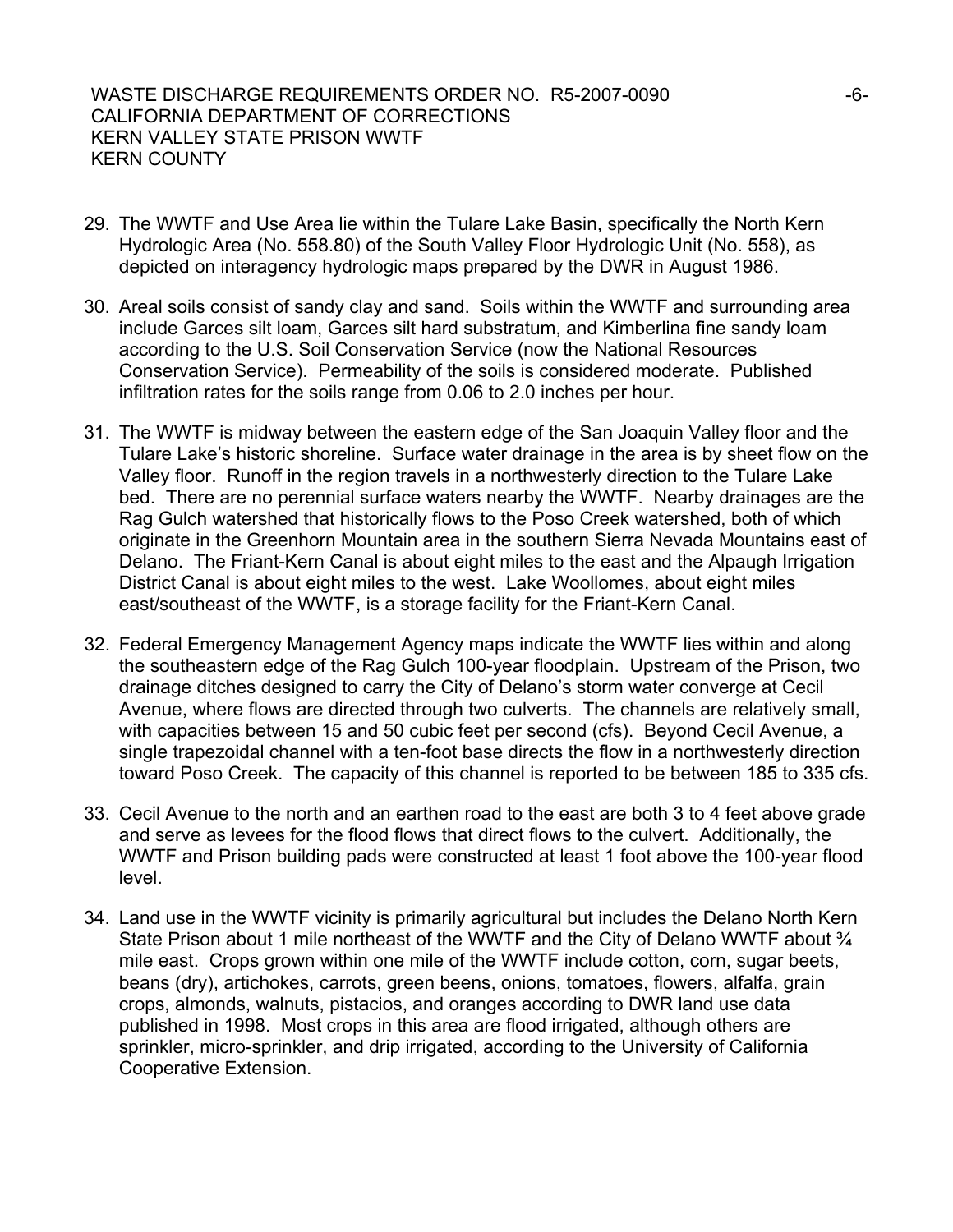29. The WWTF and Use Area lie within the Tulare Lake Basin, specifically the North Kern Hydrologic Area (No. 558.80) of the South Valley Floor Hydrologic Unit (No. 558), as depicted on interagency hydrologic maps prepared by the DWR in August 1986.

30. Areal soils consist of sandy clay and sand. Soils within the WWTF and surrounding area include Garces silt loam, Garces silt hard substratum, and Kimberlina fine sandy loam according to the U.S. Soil Conservation Service (now the National Resources Conservation Service). Permeability of the soils is considered moderate. Published infiltration rates for the soils range from 0.06 to 2.0 inches per hour.

31. The WWTF is midway between the eastern edge of the San Joaquin Valley floor and the Tulare Lake's historic shoreline. Surface water drainage in the area is by sheet flow on the Valley floor. Runoff in the region travels in a northwesterly direction to the Tulare Lake bed. There are no perennial surface waters nearby the WWTF. Nearby drainages are the Rag Gulch watershed that historically flows to the Poso Creek watershed, both of which originate in the Greenhorn Mountain area in the southern Sierra Nevada Mountains east of Delano. The Friant-Kern Canal is about eight miles to the east and the Alpaugh Irrigation District Canal is about eight miles to the west. Lake Woollomes, about eight miles east/southeast of the WWTF, is a storage facility for the Friant-Kern Canal.

32. Federal Emergency Management Agency maps indicate the WWTF lies within and along the southeastern edge of the Rag Gulch 100-year floodplain. Upstream of the Prison, two drainage ditches designed to carry the City of Delano's storm water converge at Cecil Avenue, where flows are directed through two culverts. The channels are relatively small, with capacities between 15 and 50 cubic feet per second (cfs). Beyond Cecil Avenue, a single trapezoidal channel with a ten-foot base directs the flow in a northwesterly direction toward Poso Creek. The capacity of this channel is reported to be between 185 to 335 cfs.

33. Cecil Avenue to the north and an earthen road to the east are both 3 to 4 feet above grade and serve as levees for the flood flows that direct flows to the culvert. Additionally, the WWTF and Prison building pads were constructed at least 1 foot above the 100-year flood level.

34. Land use in the WWTF vicinity is primarily agricultural but includes the Delano North Kern State Prison about 1 mile northeast of the WWTF and the City of Delano WWTF about ¾ mile east. Crops grown within one mile of the WWTF include cotton, corn, sugar beets, beans (dry), artichokes, carrots, green beens, onions, tomatoes, flowers, alfalfa, grain crops, almonds, walnuts, pistacios, and oranges according to DWR land use data published in 1998. Most crops in this area are flood irrigated, although others are sprinkler, micro-sprinkler, and drip irrigated, according to the University of California Cooperative Extension.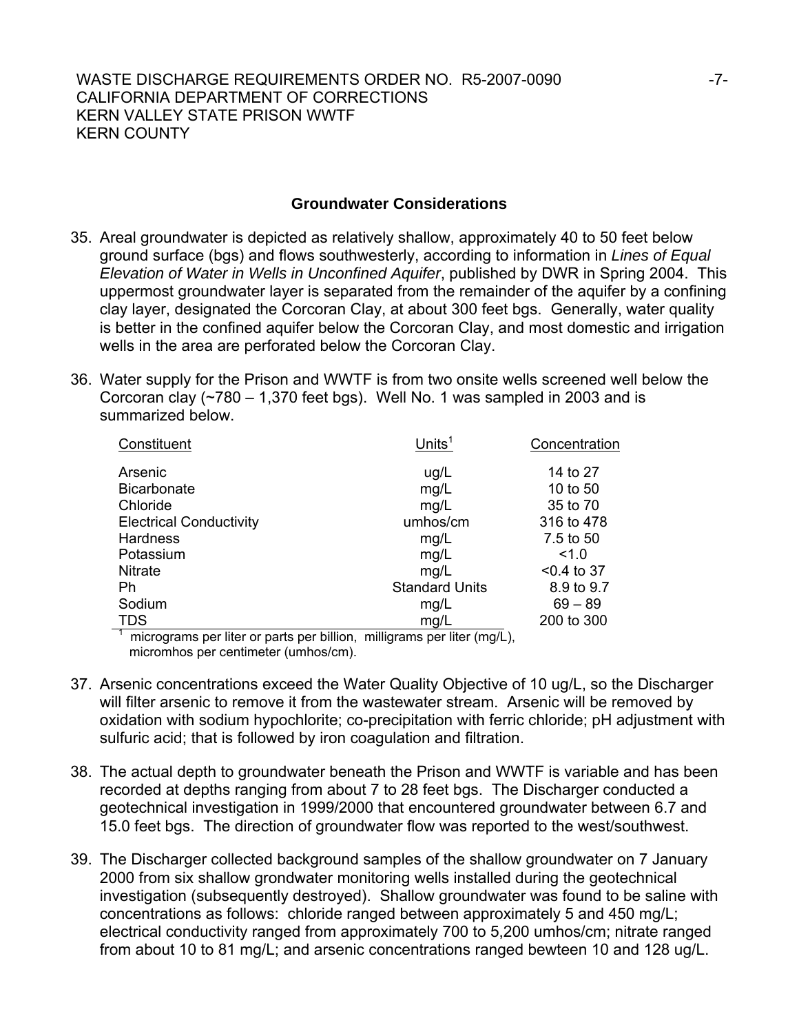## Groundwater Considerations

35. Areal groundwater is depicted as relatively shallow, approximately 40 to 50 feet below ground surface (bgs) and flows southwesterly, according to information in *Lines of Equal Elevation of Water in Wells in Unconfined Aquifer*, published by DWR in Spring 2004. This uppermost groundwater layer is separated from the remainder of the aquifer by a confining clay layer, designated the Corcoran Clay, at about 300 feet bgs. Generally, water quality is better in the confined aquifer below the Corcoran Clay, and most domestic and irrigation wells in the area are perforated below the Corcoran Clay.

36. Water supply for the Prison and WWTF is from two onsite wells screened well below the Corcoran clay (~780 – 1,370 feet bgs). Well No. 1 was sampled in 2003 and is summarized below.

| Constituent | Units[1] | Concentration |
|---|---|---|
| Arsenic | ug/L | 14 to 27 |
| Bicarbonate | mg/L | 10 to 50 |
| Chloride | mg/L | 35 to 70 |
| Electrical Conductivity | umhos/cm | 316 to 478 |
| Hardness | mg/L | 7.5 to 50 |
| Potassium | mg/L | <1.0 |
| Nitrate | mg/L | <0.4 to 37 |
| Ph | Standard Units | 8.9 to 9.7 |
| Sodium | mg/L | 69 – 89 |
| TDS | mg/L | 200 to 300 |

[1] micrograms per liter or parts per billion, milligrams per liter (mg/L), micromhos per centimeter (umhos/cm).

37. Arsenic concentrations exceed the Water Quality Objective of 10 ug/L, so the Discharger will filter arsenic to remove it from the wastewater stream. Arsenic will be removed by oxidation with sodium hypochlorite; co-precipitation with ferric chloride; pH adjustment with sulfuric acid; that is followed by iron coagulation and filtration.

38. The actual depth to groundwater beneath the Prison and WWTF is variable and has been recorded at depths ranging from about 7 to 28 feet bgs. The Discharger conducted a geotechnical investigation in 1999/2000 that encountered groundwater between 6.7 and 15.0 feet bgs. The direction of groundwater flow was reported to the west/southwest.

39. The Discharger collected background samples of the shallow groundwater on 7 January 2000 from six shallow grondwater monitoring wells installed during the geotechnical investigation (subsequently destroyed). Shallow groundwater was found to be saline with concentrations as follows: chloride ranged between approximately 5 and 450 mg/L; electrical conductivity ranged from approximately 700 to 5,200 umhos/cm; nitrate ranged from about 10 to 81 mg/L; and arsenic concentrations ranged bewteen 10 and 128 ug/L.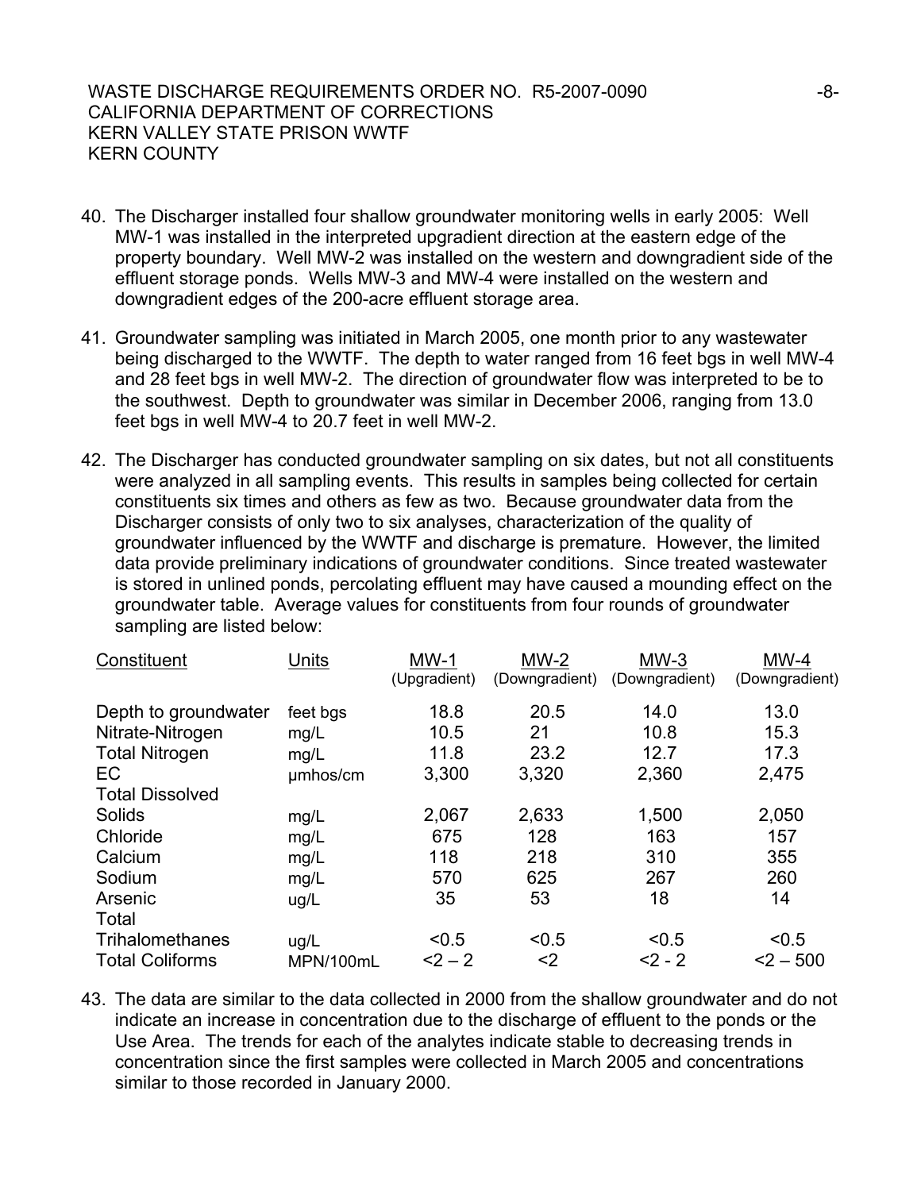40. The Discharger installed four shallow groundwater monitoring wells in early 2005: Well MW-1 was installed in the interpreted upgradient direction at the eastern edge of the property boundary. Well MW-2 was installed on the western and downgradient side of the effluent storage ponds. Wells MW-3 and MW-4 were installed on the western and downgradient edges of the 200-acre effluent storage area.

41. Groundwater sampling was initiated in March 2005, one month prior to any wastewater being discharged to the WWTF. The depth to water ranged from 16 feet bgs in well MW-4 and 28 feet bgs in well MW-2. The direction of groundwater flow was interpreted to be to the southwest. Depth to groundwater was similar in December 2006, ranging from 13.0 feet bgs in well MW-4 to 20.7 feet in well MW-2.

42. The Discharger has conducted groundwater sampling on six dates, but not all constituents were analyzed in all sampling events. This results in samples being collected for certain constituents six times and others as few as two. Because groundwater data from the Discharger consists of only two to six analyses, characterization of the quality of groundwater influenced by the WWTF and discharge is premature. However, the limited data provide preliminary indications of groundwater conditions. Since treated wastewater is stored in unlined ponds, percolating effluent may have caused a mounding effect on the groundwater table. Average values for constituents from four rounds of groundwater sampling are listed below:

| Constituent | Units | MW-1 (Upgradient) | MW-2 (Downgradient) | MW-3 (Downgradient) | MW-4 (Downgradient) |
|---|---|---|---|---|---|
| Depth to groundwater | feet bgs | 18.8 | 20.5 | 14.0 | 13.0 |
| Nitrate-Nitrogen | mg/L | 10.5 | 21 | 10.8 | 15.3 |
| Total Nitrogen | mg/L | 11.8 | 23.2 | 12.7 | 17.3 |
| EC | µmhos/cm | 3,300 | 3,320 | 2,360 | 2,475 |
| Total Dissolved Solids | mg/L | 2,067 | 2,633 | 1,500 | 2,050 |
| Chloride | mg/L | 675 | 128 | 163 | 157 |
| Calcium | mg/L | 118 | 218 | 310 | 355 |
| Sodium | mg/L | 570 | 625 | 267 | 260 |
| Arsenic | ug/L | 35 | 53 | 18 | 14 |
| Total Trihalomethanes | ug/L | <0.5 | <0.5 | <0.5 | <0.5 |
| Total Coliforms | MPN/100mL | <2 – 2 | <2 | <2 - 2 | <2 – 500 |

43. The data are similar to the data collected in 2000 from the shallow groundwater and do not indicate an increase in concentration due to the discharge of effluent to the ponds or the Use Area. The trends for each of the analytes indicate stable to decreasing trends in concentration since the first samples were collected in March 2005 and concentrations similar to those recorded in January 2000.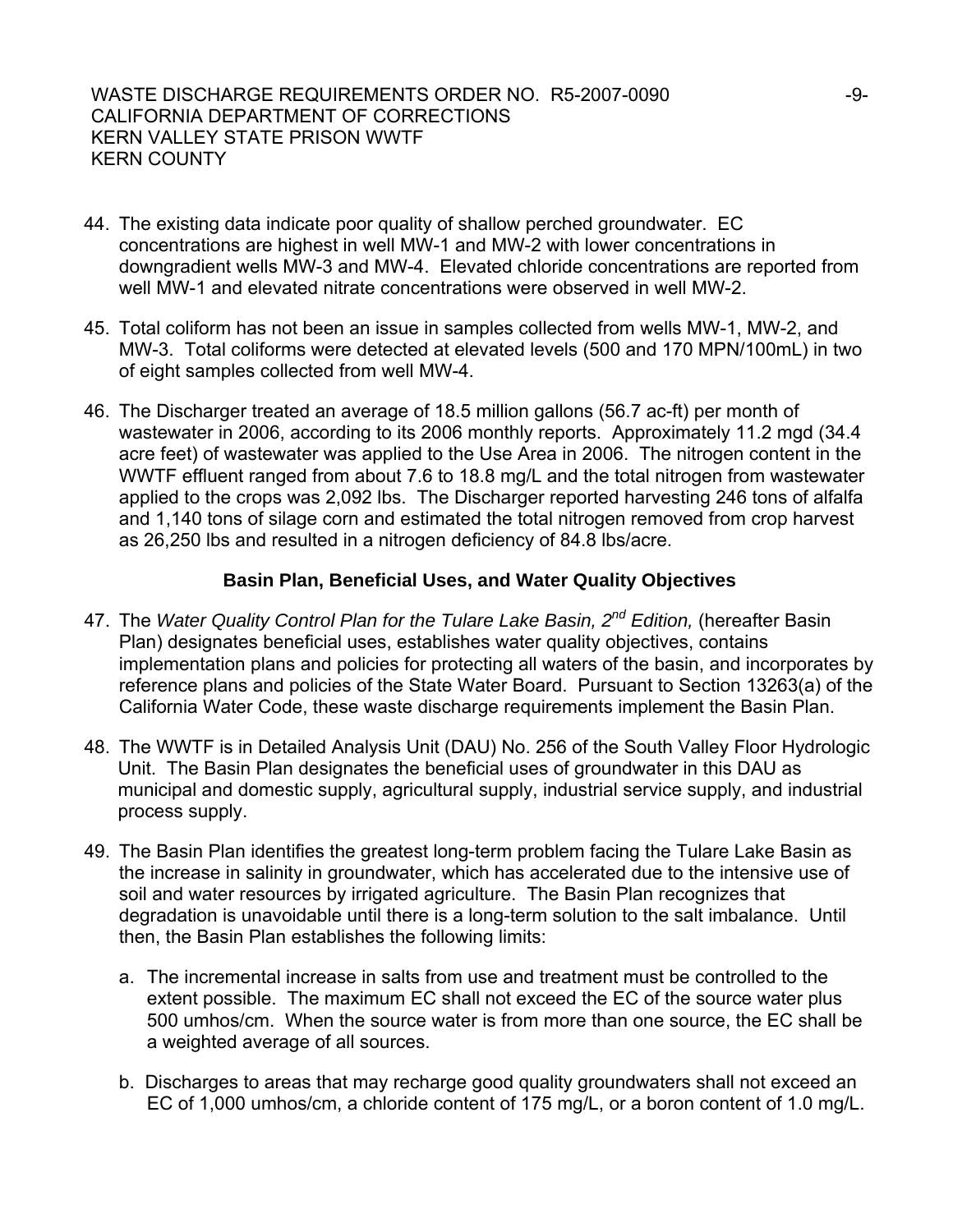44. The existing data indicate poor quality of shallow perched groundwater. EC concentrations are highest in well MW-1 and MW-2 with lower concentrations in downgradient wells MW-3 and MW-4. Elevated chloride concentrations are reported from well MW-1 and elevated nitrate concentrations were observed in well MW-2.

45. Total coliform has not been an issue in samples collected from wells MW-1, MW-2, and MW-3. Total coliforms were detected at elevated levels (500 and 170 MPN/100mL) in two of eight samples collected from well MW-4.

46. The Discharger treated an average of 18.5 million gallons (56.7 ac-ft) per month of wastewater in 2006, according to its 2006 monthly reports. Approximately 11.2 mgd (34.4 acre feet) of wastewater was applied to the Use Area in 2006. The nitrogen content in the WWTF effluent ranged from about 7.6 to 18.8 mg/L and the total nitrogen from wastewater applied to the crops was 2,092 lbs. The Discharger reported harvesting 246 tons of alfalfa and 1,140 tons of silage corn and estimated the total nitrogen removed from crop harvest as 26,250 lbs and resulted in a nitrogen deficiency of 84.8 lbs/acre.

### Basin Plan, Beneficial Uses, and Water Quality Objectives

47. The *Water Quality Control Plan for the Tulare Lake Basin, 2nd Edition,* (hereafter Basin Plan) designates beneficial uses, establishes water quality objectives, contains implementation plans and policies for protecting all waters of the basin, and incorporates by reference plans and policies of the State Water Board. Pursuant to Section 13263(a) of the California Water Code, these waste discharge requirements implement the Basin Plan.

48. The WWTF is in Detailed Analysis Unit (DAU) No. 256 of the South Valley Floor Hydrologic Unit. The Basin Plan designates the beneficial uses of groundwater in this DAU as municipal and domestic supply, agricultural supply, industrial service supply, and industrial process supply.

49. The Basin Plan identifies the greatest long-term problem facing the Tulare Lake Basin as the increase in salinity in groundwater, which has accelerated due to the intensive use of soil and water resources by irrigated agriculture. The Basin Plan recognizes that degradation is unavoidable until there is a long-term solution to the salt imbalance. Until then, the Basin Plan establishes the following limits:

    a. The incremental increase in salts from use and treatment must be controlled to the extent possible. The maximum EC shall not exceed the EC of the source water plus 500 umhos/cm. When the source water is from more than one source, the EC shall be a weighted average of all sources.

    b. Discharges to areas that may recharge good quality groundwaters shall not exceed an EC of 1,000 umhos/cm, a chloride content of 175 mg/L, or a boron content of 1.0 mg/L.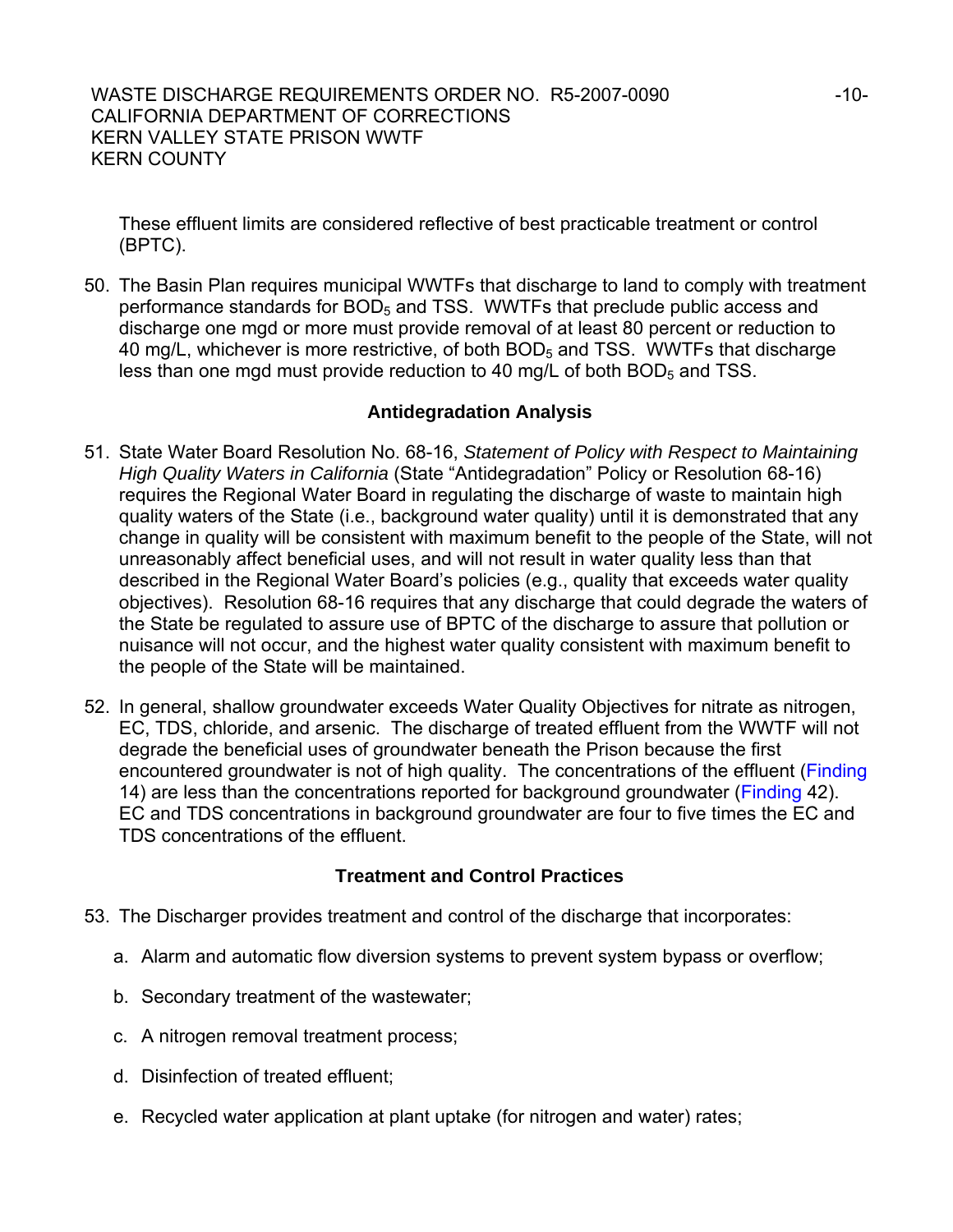These effluent limits are considered reflective of best practicable treatment or control (BPTC).

50. The Basin Plan requires municipal WWTFs that discharge to land to comply with treatment performance standards for $BOD_5$ and TSS. WWTFs that preclude public access and discharge one mgd or more must provide removal of at least 80 percent or reduction to 40 mg/L, whichever is more restrictive, of both $BOD_5$ and TSS. WWTFs that discharge less than one mgd must provide reduction to 40 mg/L of both $BOD_5$ and TSS.

### Antidegradation Analysis

51. State Water Board Resolution No. 68-16, *Statement of Policy with Respect to Maintaining High Quality Waters in California* (State "Antidegradation" Policy or Resolution 68-16) requires the Regional Water Board in regulating the discharge of waste to maintain high quality waters of the State (i.e., background water quality) until it is demonstrated that any change in quality will be consistent with maximum benefit to the people of the State, will not unreasonably affect beneficial uses, and will not result in water quality less than that described in the Regional Water Board's policies (e.g., quality that exceeds water quality objectives). Resolution 68-16 requires that any discharge that could degrade the waters of the State be regulated to assure use of BPTC of the discharge to assure that pollution or nuisance will not occur, and the highest water quality consistent with maximum benefit to the people of the State will be maintained.

52. In general, shallow groundwater exceeds Water Quality Objectives for nitrate as nitrogen, EC, TDS, chloride, and arsenic. The discharge of treated effluent from the WWTF will not degrade the beneficial uses of groundwater beneath the Prison because the first encountered groundwater is not of high quality. The concentrations of the effluent (Finding 14) are less than the concentrations reported for background groundwater (Finding 42). EC and TDS concentrations in background groundwater are four to five times the EC and TDS concentrations of the effluent.

### Treatment and Control Practices

53. The Discharger provides treatment and control of the discharge that incorporates:

    a. Alarm and automatic flow diversion systems to prevent system bypass or overflow;

    b. Secondary treatment of the wastewater;

    c. A nitrogen removal treatment process;

    d. Disinfection of treated effluent;

    e. Recycled water application at plant uptake (for nitrogen and water) rates;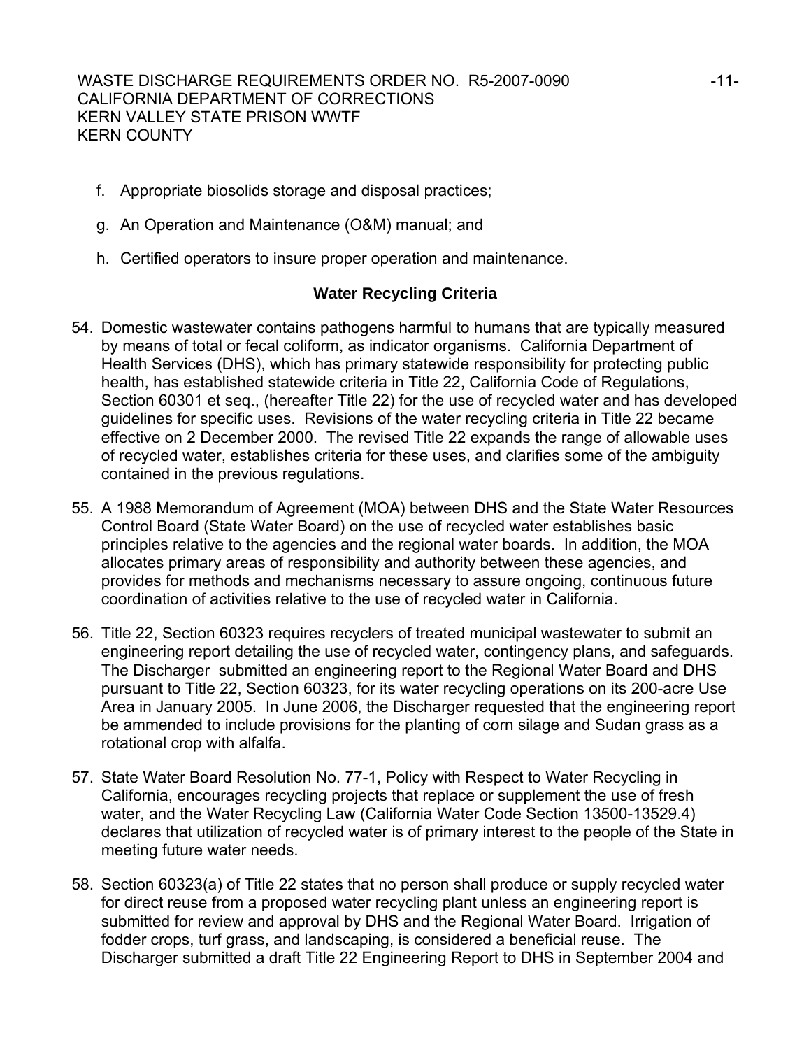f. Appropriate biosolids storage and disposal practices;

g. An Operation and Maintenance (O&M) manual; and

h. Certified operators to insure proper operation and maintenance.

## Water Recycling Criteria

54. Domestic wastewater contains pathogens harmful to humans that are typically measured by means of total or fecal coliform, as indicator organisms. California Department of Health Services (DHS), which has primary statewide responsibility for protecting public health, has established statewide criteria in Title 22, California Code of Regulations, Section 60301 et seq., (hereafter Title 22) for the use of recycled water and has developed guidelines for specific uses. Revisions of the water recycling criteria in Title 22 became effective on 2 December 2000. The revised Title 22 expands the range of allowable uses of recycled water, establishes criteria for these uses, and clarifies some of the ambiguity contained in the previous regulations.

55. A 1988 Memorandum of Agreement (MOA) between DHS and the State Water Resources Control Board (State Water Board) on the use of recycled water establishes basic principles relative to the agencies and the regional water boards. In addition, the MOA allocates primary areas of responsibility and authority between these agencies, and provides for methods and mechanisms necessary to assure ongoing, continuous future coordination of activities relative to the use of recycled water in California.

56. Title 22, Section 60323 requires recyclers of treated municipal wastewater to submit an engineering report detailing the use of recycled water, contingency plans, and safeguards. The Discharger submitted an engineering report to the Regional Water Board and DHS pursuant to Title 22, Section 60323, for its water recycling operations on its 200-acre Use Area in January 2005. In June 2006, the Discharger requested that the engineering report be ammended to include provisions for the planting of corn silage and Sudan grass as a rotational crop with alfalfa.

57. State Water Board Resolution No. 77-1, Policy with Respect to Water Recycling in California, encourages recycling projects that replace or supplement the use of fresh water, and the Water Recycling Law (California Water Code Section 13500-13529.4) declares that utilization of recycled water is of primary interest to the people of the State in meeting future water needs.

58. Section 60323(a) of Title 22 states that no person shall produce or supply recycled water for direct reuse from a proposed water recycling plant unless an engineering report is submitted for review and approval by DHS and the Regional Water Board. Irrigation of fodder crops, turf grass, and landscaping, is considered a beneficial reuse. The Discharger submitted a draft Title 22 Engineering Report to DHS in September 2004 and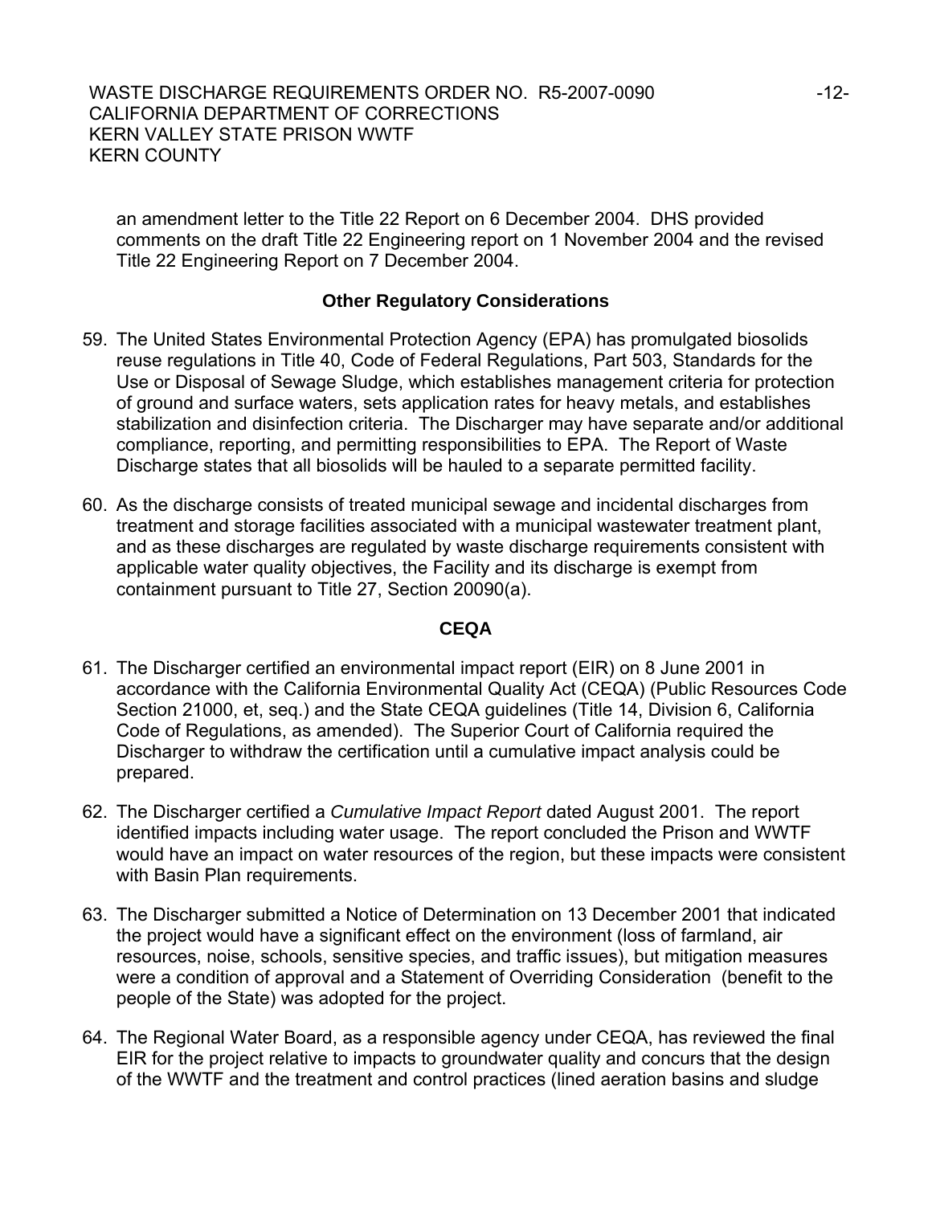an amendment letter to the Title 22 Report on 6 December 2004. DHS provided comments on the draft Title 22 Engineering report on 1 November 2004 and the revised Title 22 Engineering Report on 7 December 2004.

## Other Regulatory Considerations

59. The United States Environmental Protection Agency (EPA) has promulgated biosolids reuse regulations in Title 40, Code of Federal Regulations, Part 503, Standards for the Use or Disposal of Sewage Sludge, which establishes management criteria for protection of ground and surface waters, sets application rates for heavy metals, and establishes stabilization and disinfection criteria. The Discharger may have separate and/or additional compliance, reporting, and permitting responsibilities to EPA. The Report of Waste Discharge states that all biosolids will be hauled to a separate permitted facility.

60. As the discharge consists of treated municipal sewage and incidental discharges from treatment and storage facilities associated with a municipal wastewater treatment plant, and as these discharges are regulated by waste discharge requirements consistent with applicable water quality objectives, the Facility and its discharge is exempt from containment pursuant to Title 27, Section 20090(a).

## CEQA

61. The Discharger certified an environmental impact report (EIR) on 8 June 2001 in accordance with the California Environmental Quality Act (CEQA) (Public Resources Code Section 21000, et, seq.) and the State CEQA guidelines (Title 14, Division 6, California Code of Regulations, as amended). The Superior Court of California required the Discharger to withdraw the certification until a cumulative impact analysis could be prepared.

62. The Discharger certified a *Cumulative Impact Report* dated August 2001. The report identified impacts including water usage. The report concluded the Prison and WWTF would have an impact on water resources of the region, but these impacts were consistent with Basin Plan requirements.

63. The Discharger submitted a Notice of Determination on 13 December 2001 that indicated the project would have a significant effect on the environment (loss of farmland, air resources, noise, schools, sensitive species, and traffic issues), but mitigation measures were a condition of approval and a Statement of Overriding Consideration (benefit to the people of the State) was adopted for the project.

64. The Regional Water Board, as a responsible agency under CEQA, has reviewed the final EIR for the project relative to impacts to groundwater quality and concurs that the design of the WWTF and the treatment and control practices (lined aeration basins and sludge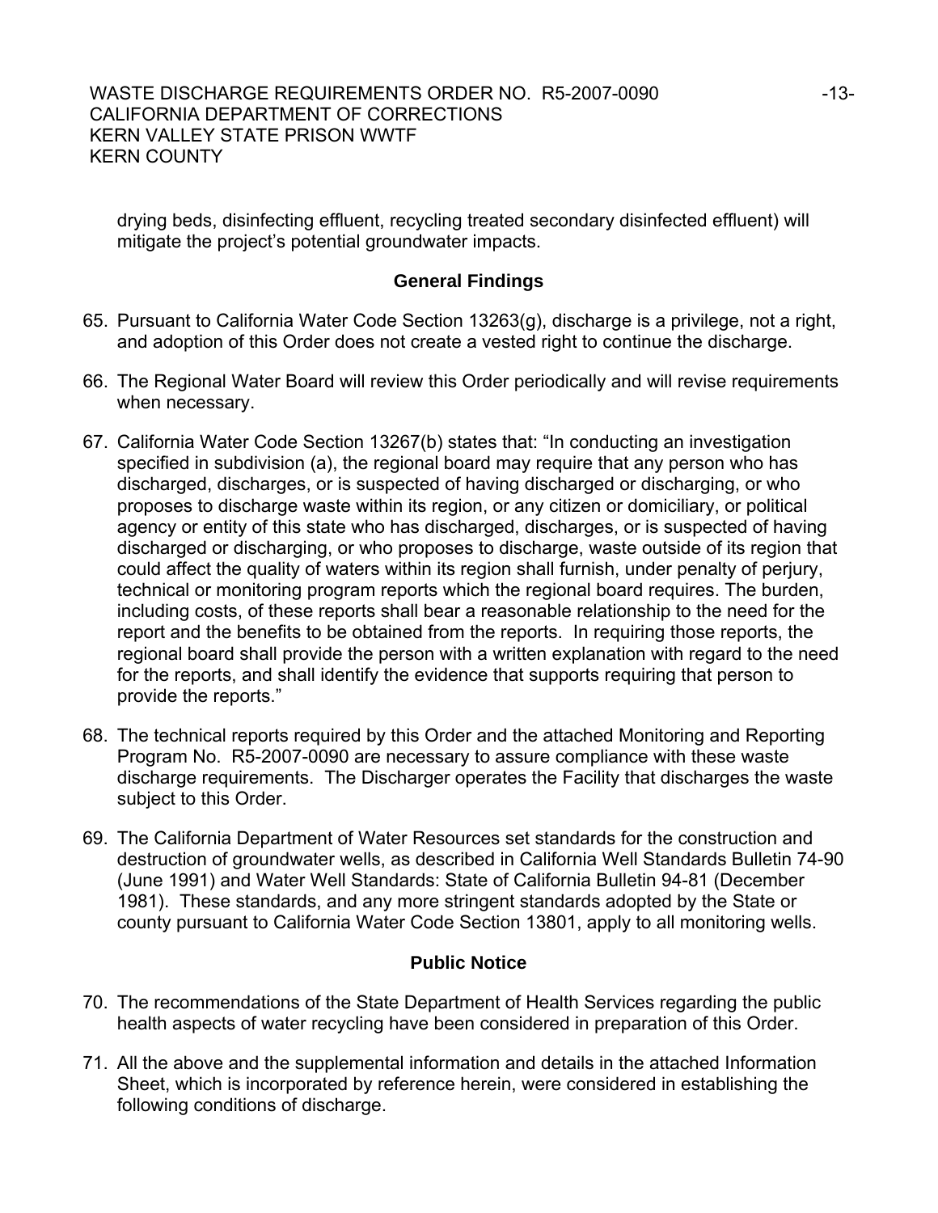drying beds, disinfecting effluent, recycling treated secondary disinfected effluent) will mitigate the project's potential groundwater impacts.

## General Findings

65. Pursuant to California Water Code Section 13263(g), discharge is a privilege, not a right, and adoption of this Order does not create a vested right to continue the discharge.

66. The Regional Water Board will review this Order periodically and will revise requirements when necessary.

67. California Water Code Section 13267(b) states that: "In conducting an investigation specified in subdivision (a), the regional board may require that any person who has discharged, discharges, or is suspected of having discharged or discharging, or who proposes to discharge waste within its region, or any citizen or domiciliary, or political agency or entity of this state who has discharged, discharges, or is suspected of having discharged or discharging, or who proposes to discharge, waste outside of its region that could affect the quality of waters within its region shall furnish, under penalty of perjury, technical or monitoring program reports which the regional board requires. The burden, including costs, of these reports shall bear a reasonable relationship to the need for the report and the benefits to be obtained from the reports. In requiring those reports, the regional board shall provide the person with a written explanation with regard to the need for the reports, and shall identify the evidence that supports requiring that person to provide the reports."

68. The technical reports required by this Order and the attached Monitoring and Reporting Program No. R5-2007-0090 are necessary to assure compliance with these waste discharge requirements. The Discharger operates the Facility that discharges the waste subject to this Order.

69. The California Department of Water Resources set standards for the construction and destruction of groundwater wells, as described in California Well Standards Bulletin 74-90 (June 1991) and Water Well Standards: State of California Bulletin 94-81 (December 1981). These standards, and any more stringent standards adopted by the State or county pursuant to California Water Code Section 13801, apply to all monitoring wells.

## Public Notice

70. The recommendations of the State Department of Health Services regarding the public health aspects of water recycling have been considered in preparation of this Order.

71. All the above and the supplemental information and details in the attached Information Sheet, which is incorporated by reference herein, were considered in establishing the following conditions of discharge.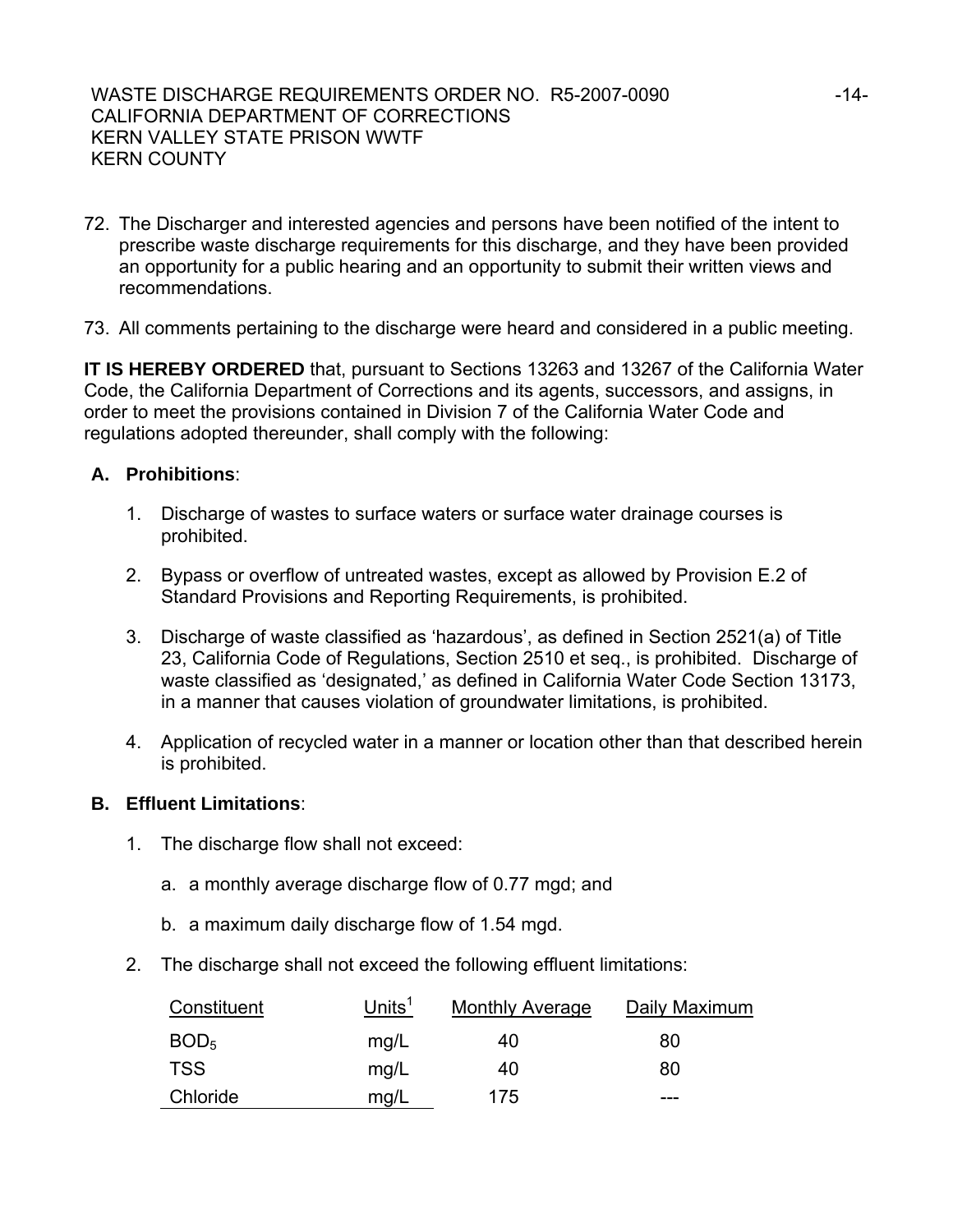72. The Discharger and interested agencies and persons have been notified of the intent to prescribe waste discharge requirements for this discharge, and they have been provided an opportunity for a public hearing and an opportunity to submit their written views and recommendations.

73. All comments pertaining to the discharge were heard and considered in a public meeting.

**IT IS HEREBY ORDERED** that, pursuant to Sections 13263 and 13267 of the California Water Code, the California Department of Corrections and its agents, successors, and assigns, in order to meet the provisions contained in Division 7 of the California Water Code and regulations adopted thereunder, shall comply with the following:

**A. Prohibitions**:

1. Discharge of wastes to surface waters or surface water drainage courses is prohibited.

2. Bypass or overflow of untreated wastes, except as allowed by Provision E.2 of Standard Provisions and Reporting Requirements, is prohibited.

3. Discharge of waste classified as 'hazardous', as defined in Section 2521(a) of Title 23, California Code of Regulations, Section 2510 et seq., is prohibited. Discharge of waste classified as 'designated,' as defined in California Water Code Section 13173, in a manner that causes violation of groundwater limitations, is prohibited.

4. Application of recycled water in a manner or location other than that described herein is prohibited.

**B. Effluent Limitations**:

1. The discharge flow shall not exceed:

   a. a monthly average discharge flow of 0.77 mgd; and

   b. a maximum daily discharge flow of 1.54 mgd.

2. The discharge shall not exceed the following effluent limitations:

| Constituent | Units[1] | Monthly Average | Daily Maximum |
|---|---|---|---|
| $BOD_5$ | mg/L | 40 | 80 |
| TSS | mg/L | 40 | 80 |
| Chloride | mg/L | 175 | --- |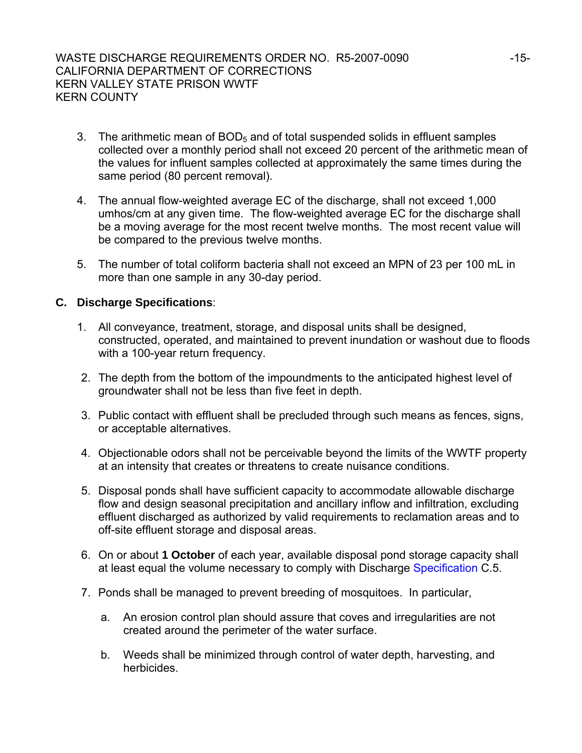3. The arithmetic mean of $BOD_5$ and of total suspended solids in effluent samples collected over a monthly period shall not exceed 20 percent of the arithmetic mean of the values for influent samples collected at approximately the same times during the same period (80 percent removal).

4. The annual flow-weighted average EC of the discharge, shall not exceed 1,000 umhos/cm at any given time. The flow-weighted average EC for the discharge shall be a moving average for the most recent twelve months. The most recent value will be compared to the previous twelve months.

5. The number of total coliform bacteria shall not exceed an MPN of 23 per 100 mL in more than one sample in any 30-day period.

**C. Discharge Specifications**:

1. All conveyance, treatment, storage, and disposal units shall be designed, constructed, operated, and maintained to prevent inundation or washout due to floods with a 100-year return frequency.

2. The depth from the bottom of the impoundments to the anticipated highest level of groundwater shall not be less than five feet in depth.

3. Public contact with effluent shall be precluded through such means as fences, signs, or acceptable alternatives.

4. Objectionable odors shall not be perceivable beyond the limits of the WWTF property at an intensity that creates or threatens to create nuisance conditions.

5. Disposal ponds shall have sufficient capacity to accommodate allowable discharge flow and design seasonal precipitation and ancillary inflow and infiltration, excluding effluent discharged as authorized by valid requirements to reclamation areas and to off-site effluent storage and disposal areas.

6. On or about **1 October** of each year, available disposal pond storage capacity shall at least equal the volume necessary to comply with Discharge Specification C.5.

7. Ponds shall be managed to prevent breeding of mosquitoes. In particular,

   a. An erosion control plan should assure that coves and irregularities are not created around the perimeter of the water surface.

   b. Weeds shall be minimized through control of water depth, harvesting, and herbicides.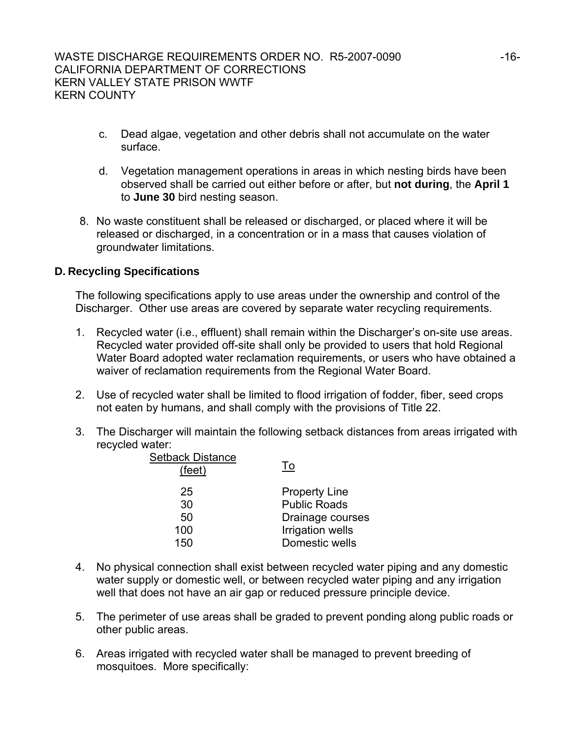c. Dead algae, vegetation and other debris shall not accumulate on the water surface.

d. Vegetation management operations in areas in which nesting birds have been observed shall be carried out either before or after, but **not during**, the **April 1** to **June 30** bird nesting season.

8. No waste constituent shall be released or discharged, or placed where it will be released or discharged, in a concentration or in a mass that causes violation of groundwater limitations.

**D. Recycling Specifications**

The following specifications apply to use areas under the ownership and control of the Discharger. Other use areas are covered by separate water recycling requirements.

1. Recycled water (i.e., effluent) shall remain within the Discharger's on-site use areas. Recycled water provided off-site shall only be provided to users that hold Regional Water Board adopted water reclamation requirements, or users who have obtained a waiver of reclamation requirements from the Regional Water Board.

2. Use of recycled water shall be limited to flood irrigation of fodder, fiber, seed crops not eaten by humans, and shall comply with the provisions of Title 22.

3. The Discharger will maintain the following setback distances from areas irrigated with recycled water:

| Setback Distance (feet) | To |
|---|---|
| 25 | Property Line |
| 30 | Public Roads |
| 50 | Drainage courses |
| 100 | Irrigation wells |
| 150 | Domestic wells |

4. No physical connection shall exist between recycled water piping and any domestic water supply or domestic well, or between recycled water piping and any irrigation well that does not have an air gap or reduced pressure principle device.

5. The perimeter of use areas shall be graded to prevent ponding along public roads or other public areas.

6. Areas irrigated with recycled water shall be managed to prevent breeding of mosquitoes. More specifically: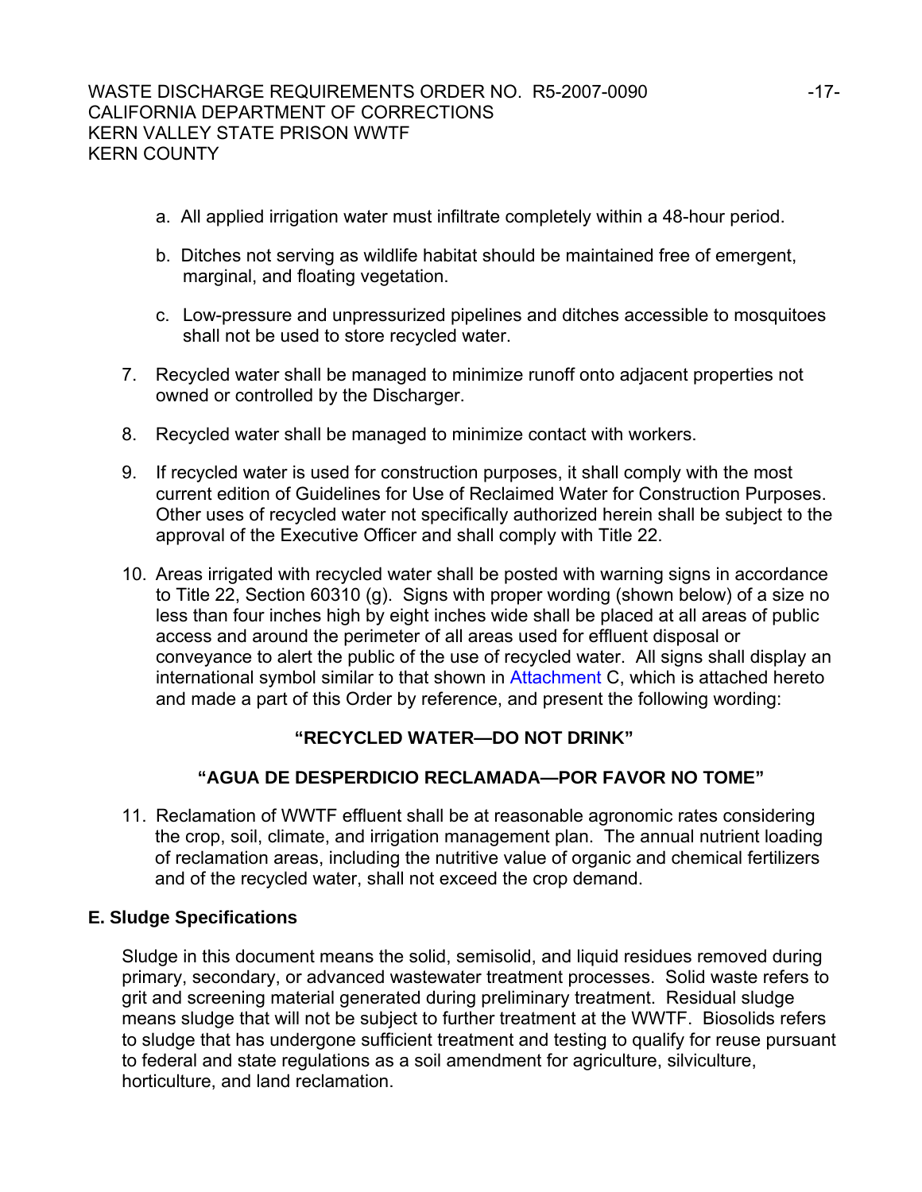a. All applied irrigation water must infiltrate completely within a 48-hour period.

b. Ditches not serving as wildlife habitat should be maintained free of emergent, marginal, and floating vegetation.

c. Low-pressure and unpressurized pipelines and ditches accessible to mosquitoes shall not be used to store recycled water.

7. Recycled water shall be managed to minimize runoff onto adjacent properties not owned or controlled by the Discharger.

8. Recycled water shall be managed to minimize contact with workers.

9. If recycled water is used for construction purposes, it shall comply with the most current edition of Guidelines for Use of Reclaimed Water for Construction Purposes. Other uses of recycled water not specifically authorized herein shall be subject to the approval of the Executive Officer and shall comply with Title 22.

10. Areas irrigated with recycled water shall be posted with warning signs in accordance to Title 22, Section 60310 (g). Signs with proper wording (shown below) of a size no less than four inches high by eight inches wide shall be placed at all areas of public access and around the perimeter of all areas used for effluent disposal or conveyance to alert the public of the use of recycled water. All signs shall display an international symbol similar to that shown in Attachment C, which is attached hereto and made a part of this Order by reference, and present the following wording:

**"RECYCLED WATER—DO NOT DRINK"**

**"AGUA DE DESPERDICIO RECLAMADA—POR FAVOR NO TOME"**

11. Reclamation of WWTF effluent shall be at reasonable agronomic rates considering the crop, soil, climate, and irrigation management plan. The annual nutrient loading of reclamation areas, including the nutritive value of organic and chemical fertilizers and of the recycled water, shall not exceed the crop demand.

## E. Sludge Specifications

Sludge in this document means the solid, semisolid, and liquid residues removed during primary, secondary, or advanced wastewater treatment processes. Solid waste refers to grit and screening material generated during preliminary treatment. Residual sludge means sludge that will not be subject to further treatment at the WWTF. Biosolids refers to sludge that has undergone sufficient treatment and testing to qualify for reuse pursuant to federal and state regulations as a soil amendment for agriculture, silviculture, horticulture, and land reclamation.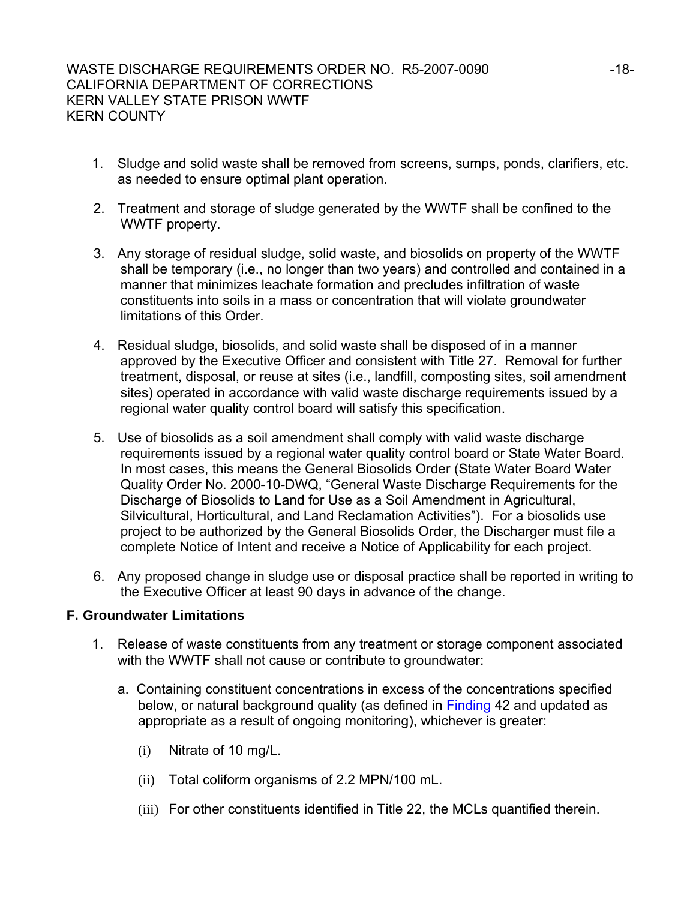1. Sludge and solid waste shall be removed from screens, sumps, ponds, clarifiers, etc. as needed to ensure optimal plant operation.

2. Treatment and storage of sludge generated by the WWTF shall be confined to the WWTF property.

3. Any storage of residual sludge, solid waste, and biosolids on property of the WWTF shall be temporary (i.e., no longer than two years) and controlled and contained in a manner that minimizes leachate formation and precludes infiltration of waste constituents into soils in a mass or concentration that will violate groundwater limitations of this Order.

4. Residual sludge, biosolids, and solid waste shall be disposed of in a manner approved by the Executive Officer and consistent with Title 27. Removal for further treatment, disposal, or reuse at sites (i.e., landfill, composting sites, soil amendment sites) operated in accordance with valid waste discharge requirements issued by a regional water quality control board will satisfy this specification.

5. Use of biosolids as a soil amendment shall comply with valid waste discharge requirements issued by a regional water quality control board or State Water Board. In most cases, this means the General Biosolids Order (State Water Board Water Quality Order No. 2000-10-DWQ, "General Waste Discharge Requirements for the Discharge of Biosolids to Land for Use as a Soil Amendment in Agricultural, Silvicultural, Horticultural, and Land Reclamation Activities"). For a biosolids use project to be authorized by the General Biosolids Order, the Discharger must file a complete Notice of Intent and receive a Notice of Applicability for each project.

6. Any proposed change in sludge use or disposal practice shall be reported in writing to the Executive Officer at least 90 days in advance of the change.

**F. Groundwater Limitations**

1. Release of waste constituents from any treatment or storage component associated with the WWTF shall not cause or contribute to groundwater:

   a. Containing constituent concentrations in excess of the concentrations specified below, or natural background quality (as defined in Finding 42 and updated as appropriate as a result of ongoing monitoring), whichever is greater:

      (i) Nitrate of 10 mg/L.

      (ii) Total coliform organisms of 2.2 MPN/100 mL.

      (iii) For other constituents identified in Title 22, the MCLs quantified therein.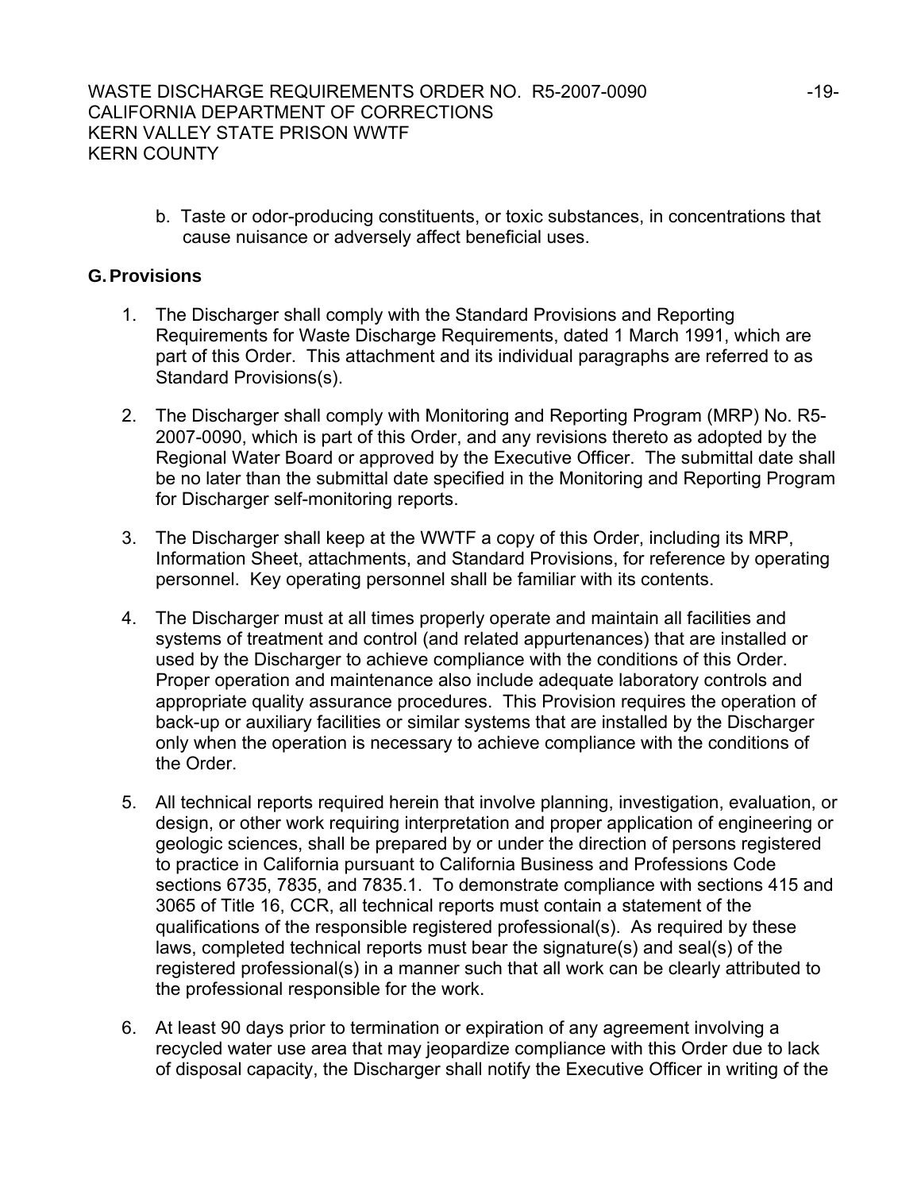b. Taste or odor-producing constituents, or toxic substances, in concentrations that cause nuisance or adversely affect beneficial uses.

## G. Provisions

1. The Discharger shall comply with the Standard Provisions and Reporting Requirements for Waste Discharge Requirements, dated 1 March 1991, which are part of this Order. This attachment and its individual paragraphs are referred to as Standard Provisions(s).

2. The Discharger shall comply with Monitoring and Reporting Program (MRP) No. R5-2007-0090, which is part of this Order, and any revisions thereto as adopted by the Regional Water Board or approved by the Executive Officer. The submittal date shall be no later than the submittal date specified in the Monitoring and Reporting Program for Discharger self-monitoring reports.

3. The Discharger shall keep at the WWTF a copy of this Order, including its MRP, Information Sheet, attachments, and Standard Provisions, for reference by operating personnel. Key operating personnel shall be familiar with its contents.

4. The Discharger must at all times properly operate and maintain all facilities and systems of treatment and control (and related appurtenances) that are installed or used by the Discharger to achieve compliance with the conditions of this Order. Proper operation and maintenance also include adequate laboratory controls and appropriate quality assurance procedures. This Provision requires the operation of back-up or auxiliary facilities or similar systems that are installed by the Discharger only when the operation is necessary to achieve compliance with the conditions of the Order.

5. All technical reports required herein that involve planning, investigation, evaluation, or design, or other work requiring interpretation and proper application of engineering or geologic sciences, shall be prepared by or under the direction of persons registered to practice in California pursuant to California Business and Professions Code sections 6735, 7835, and 7835.1. To demonstrate compliance with sections 415 and 3065 of Title 16, CCR, all technical reports must contain a statement of the qualifications of the responsible registered professional(s). As required by these laws, completed technical reports must bear the signature(s) and seal(s) of the registered professional(s) in a manner such that all work can be clearly attributed to the professional responsible for the work.

6. At least 90 days prior to termination or expiration of any agreement involving a recycled water use area that may jeopardize compliance with this Order due to lack of disposal capacity, the Discharger shall notify the Executive Officer in writing of the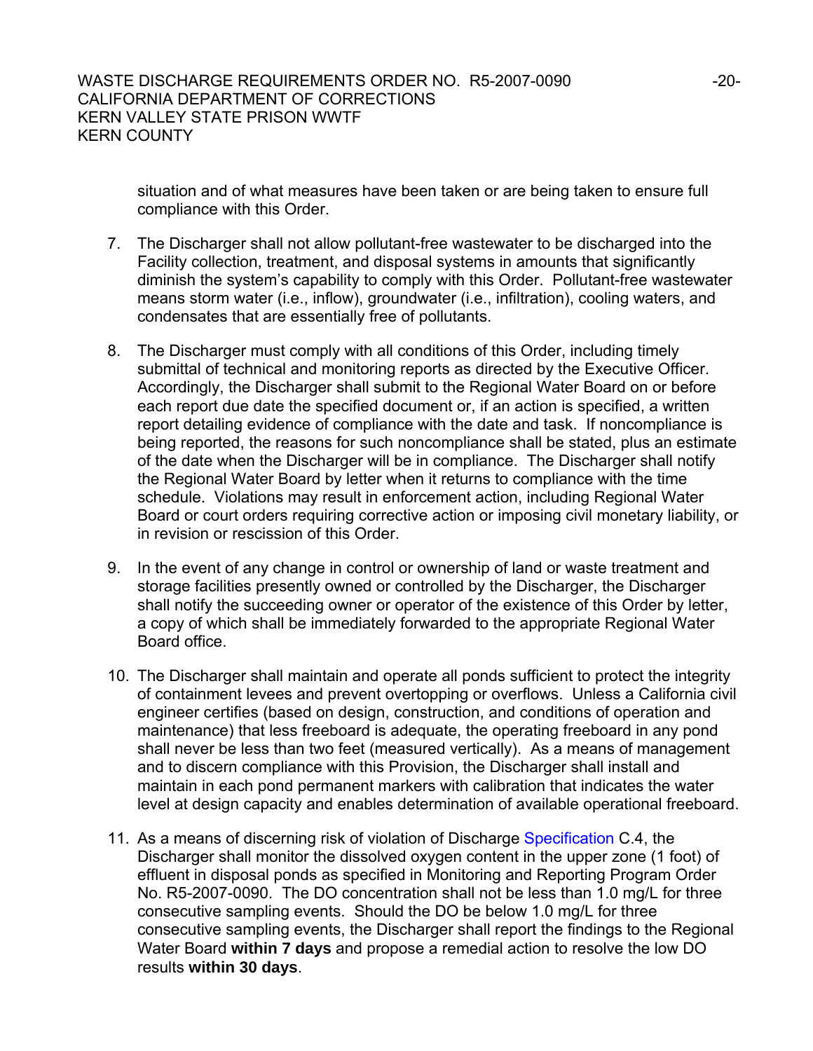situation and of what measures have been taken or are being taken to ensure full compliance with this Order.

7. The Discharger shall not allow pollutant-free wastewater to be discharged into the Facility collection, treatment, and disposal systems in amounts that significantly diminish the system's capability to comply with this Order. Pollutant-free wastewater means storm water (i.e., inflow), groundwater (i.e., infiltration), cooling waters, and condensates that are essentially free of pollutants.

8. The Discharger must comply with all conditions of this Order, including timely submittal of technical and monitoring reports as directed by the Executive Officer. Accordingly, the Discharger shall submit to the Regional Water Board on or before each report due date the specified document or, if an action is specified, a written report detailing evidence of compliance with the date and task. If noncompliance is being reported, the reasons for such noncompliance shall be stated, plus an estimate of the date when the Discharger will be in compliance. The Discharger shall notify the Regional Water Board by letter when it returns to compliance with the time schedule. Violations may result in enforcement action, including Regional Water Board or court orders requiring corrective action or imposing civil monetary liability, or in revision or rescission of this Order.

9. In the event of any change in control or ownership of land or waste treatment and storage facilities presently owned or controlled by the Discharger, the Discharger shall notify the succeeding owner or operator of the existence of this Order by letter, a copy of which shall be immediately forwarded to the appropriate Regional Water Board office.

10. The Discharger shall maintain and operate all ponds sufficient to protect the integrity of containment levees and prevent overtopping or overflows. Unless a California civil engineer certifies (based on design, construction, and conditions of operation and maintenance) that less freeboard is adequate, the operating freeboard in any pond shall never be less than two feet (measured vertically). As a means of management and to discern compliance with this Provision, the Discharger shall install and maintain in each pond permanent markers with calibration that indicates the water level at design capacity and enables determination of available operational freeboard.

11. As a means of discerning risk of violation of Discharge Specification C.4, the Discharger shall monitor the dissolved oxygen content in the upper zone (1 foot) of effluent in disposal ponds as specified in Monitoring and Reporting Program Order No. R5-2007-0090. The DO concentration shall not be less than 1.0 mg/L for three consecutive sampling events. Should the DO be below 1.0 mg/L for three consecutive sampling events, the Discharger shall report the findings to the Regional Water Board **within 7 days** and propose a remedial action to resolve the low DO results **within 30 days**.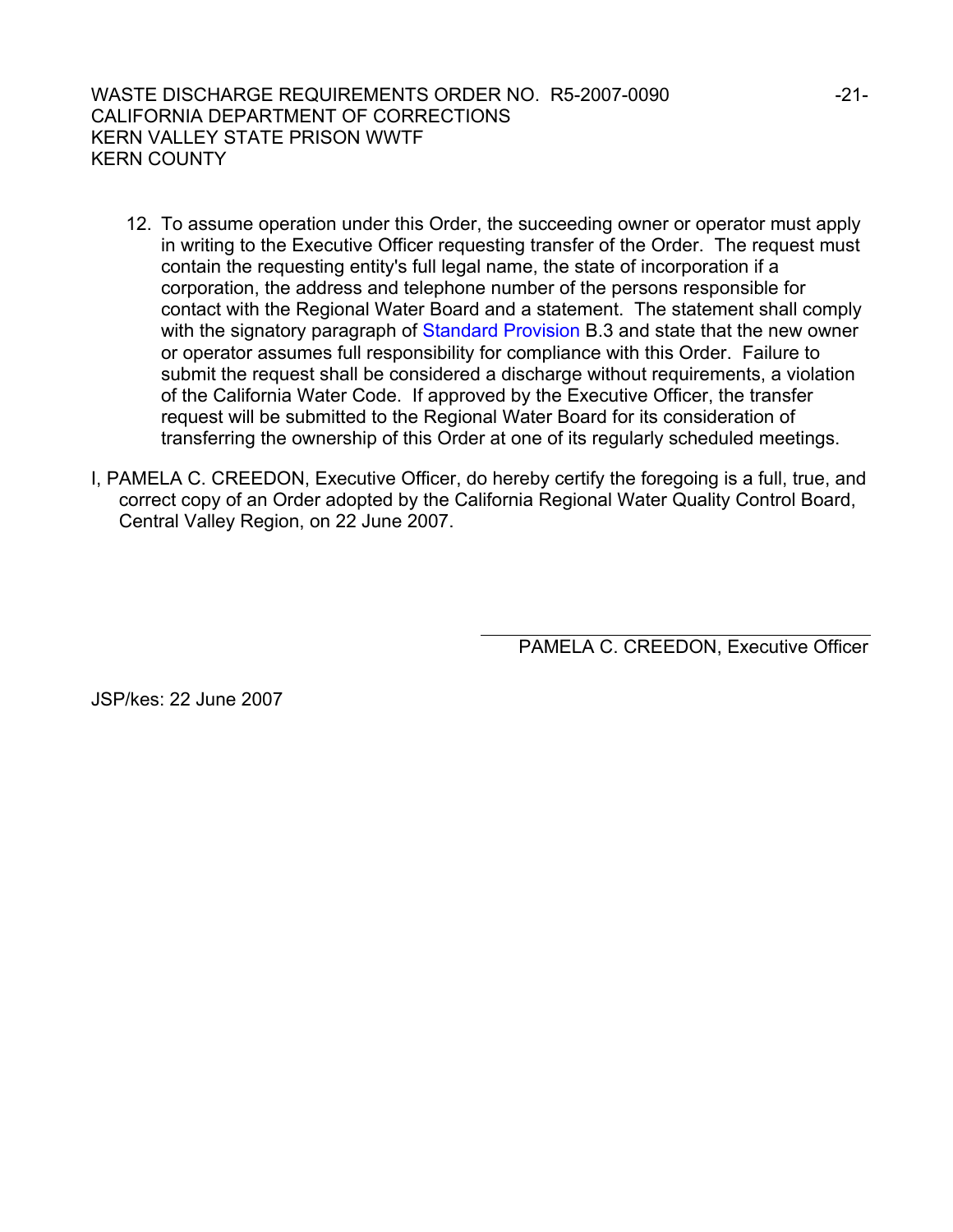12. To assume operation under this Order, the succeeding owner or operator must apply in writing to the Executive Officer requesting transfer of the Order. The request must contain the requesting entity's full legal name, the state of incorporation if a corporation, the address and telephone number of the persons responsible for contact with the Regional Water Board and a statement. The statement shall comply with the signatory paragraph of Standard Provision B.3 and state that the new owner or operator assumes full responsibility for compliance with this Order. Failure to submit the request shall be considered a discharge without requirements, a violation of the California Water Code. If approved by the Executive Officer, the transfer request will be submitted to the Regional Water Board for its consideration of transferring the ownership of this Order at one of its regularly scheduled meetings.

I, PAMELA C. CREEDON, Executive Officer, do hereby certify the foregoing is a full, true, and correct copy of an Order adopted by the California Regional Water Quality Control Board, Central Valley Region, on 22 June 2007.

PAMELA C. CREEDON, Executive Officer

JSP/kes: 22 June 2007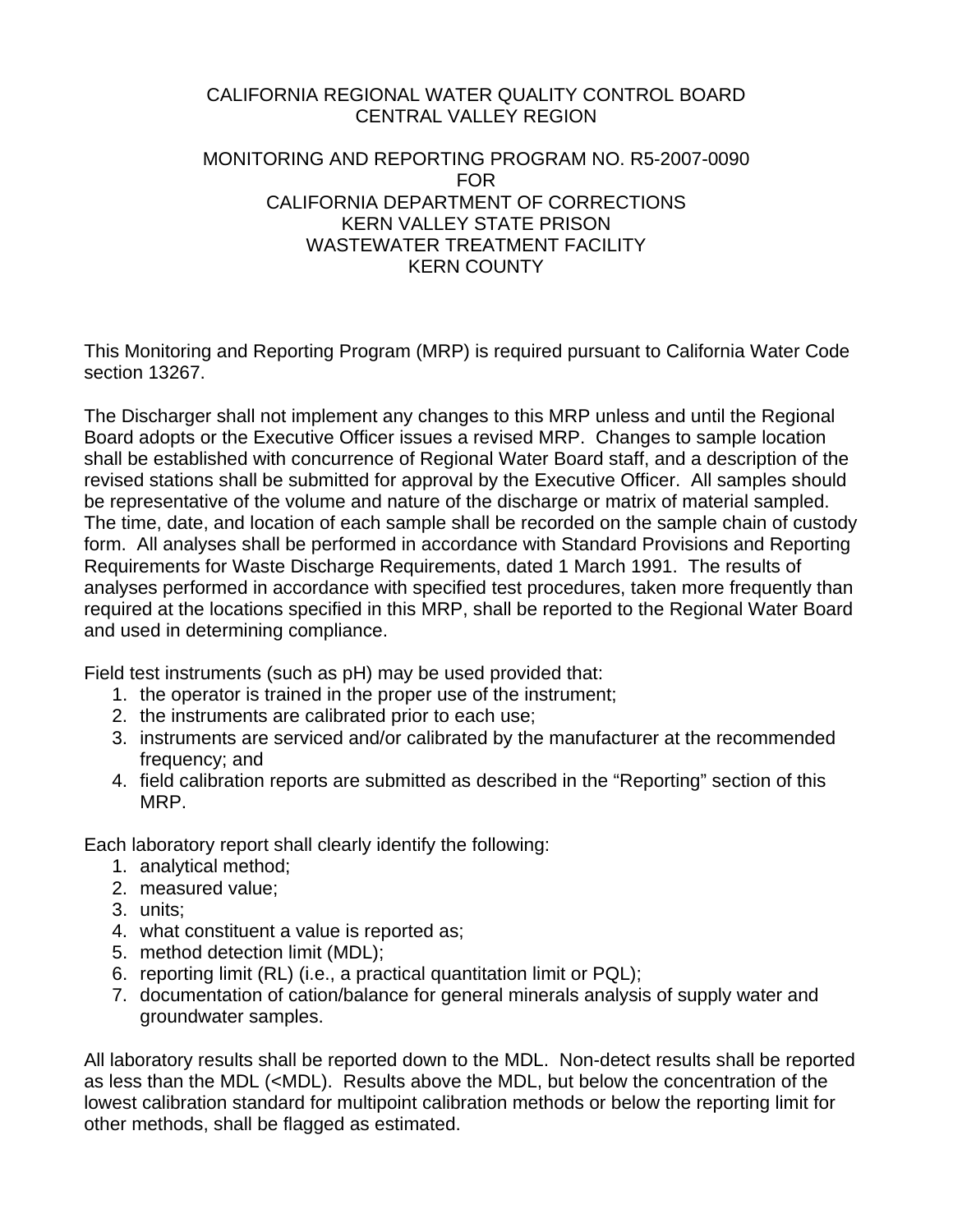CALIFORNIA REGIONAL WATER QUALITY CONTROL BOARD
CENTRAL VALLEY REGION

MONITORING AND REPORTING PROGRAM NO. R5-2007-0090
FOR
CALIFORNIA DEPARTMENT OF CORRECTIONS
KERN VALLEY STATE PRISON
WASTEWATER TREATMENT FACILITY
KERN COUNTY

This Monitoring and Reporting Program (MRP) is required pursuant to California Water Code section 13267.

The Discharger shall not implement any changes to this MRP unless and until the Regional Board adopts or the Executive Officer issues a revised MRP. Changes to sample location shall be established with concurrence of Regional Water Board staff, and a description of the revised stations shall be submitted for approval by the Executive Officer. All samples should be representative of the volume and nature of the discharge or matrix of material sampled. The time, date, and location of each sample shall be recorded on the sample chain of custody form. All analyses shall be performed in accordance with Standard Provisions and Reporting Requirements for Waste Discharge Requirements, dated 1 March 1991. The results of analyses performed in accordance with specified test procedures, taken more frequently than required at the locations specified in this MRP, shall be reported to the Regional Water Board and used in determining compliance.

Field test instruments (such as pH) may be used provided that:

1. the operator is trained in the proper use of the instrument;
2. the instruments are calibrated prior to each use;
3. instruments are serviced and/or calibrated by the manufacturer at the recommended frequency; and
4. field calibration reports are submitted as described in the “Reporting” section of this MRP.

Each laboratory report shall clearly identify the following:

1. analytical method;
2. measured value;
3. units;
4. what constituent a value is reported as;
5. method detection limit (MDL);
6. reporting limit (RL) (i.e., a practical quantitation limit or PQL);
7. documentation of cation/balance for general minerals analysis of supply water and groundwater samples.

All laboratory results shall be reported down to the MDL. Non-detect results shall be reported as less than the MDL (<MDL). Results above the MDL, but below the concentration of the lowest calibration standard for multipoint calibration methods or below the reporting limit for other methods, shall be flagged as estimated.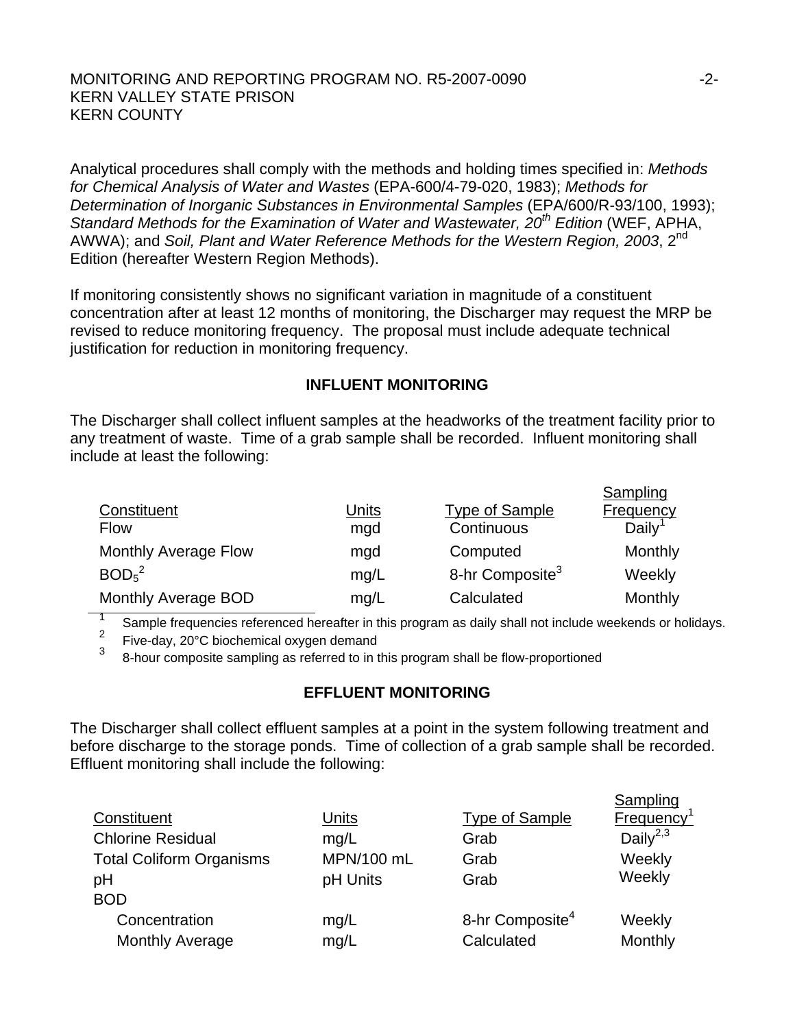Analytical procedures shall comply with the methods and holding times specified in: *Methods for Chemical Analysis of Water and Wastes* (EPA-600/4-79-020, 1983); *Methods for Determination of Inorganic Substances in Environmental Samples* (EPA/600/R-93/100, 1993); *Standard Methods for the Examination of Water and Wastewater, 20th Edition* (WEF, APHA, AWWA); and *Soil, Plant and Water Reference Methods for the Western Region, 2003*, 2nd Edition (hereafter Western Region Methods).

If monitoring consistently shows no significant variation in magnitude of a constituent concentration after at least 12 months of monitoring, the Discharger may request the MRP be revised to reduce monitoring frequency. The proposal must include adequate technical justification for reduction in monitoring frequency.

### INFLUENT MONITORING

The Discharger shall collect influent samples at the headworks of the treatment facility prior to any treatment of waste. Time of a grab sample shall be recorded. Influent monitoring shall include at least the following:

| Constituent | Units | Type of Sample | Sampling Frequency |
|---|---|---|---|
| Flow | mgd | Continuous | Daily[1] |
| Monthly Average Flow | mgd | Computed | Monthly |
| $BOD_5$[2] | mg/L | 8-hr Composite[3] | Weekly |
| Monthly Average BOD | mg/L | Calculated | Monthly |

[1] Sample frequencies referenced hereafter in this program as daily shall not include weekends or holidays.
[2] Five-day, 20°C biochemical oxygen demand
[3] 8-hour composite sampling as referred to in this program shall be flow-proportioned

### EFFLUENT MONITORING

The Discharger shall collect effluent samples at a point in the system following treatment and before discharge to the storage ponds. Time of collection of a grab sample shall be recorded. Effluent monitoring shall include the following:

| Constituent | Units | Type of Sample | Sampling Frequency[1] |
|---|---|---|---|
| Chlorine Residual | mg/L | Grab | Daily[2,3] |
| Total Coliform Organisms | MPN/100 mL | Grab | Weekly |
| pH | pH Units | Grab | Weekly |
| BOD | | | |
| Concentration | mg/L | 8-hr Composite[4] | Weekly |
| Monthly Average | mg/L | Calculated | Monthly |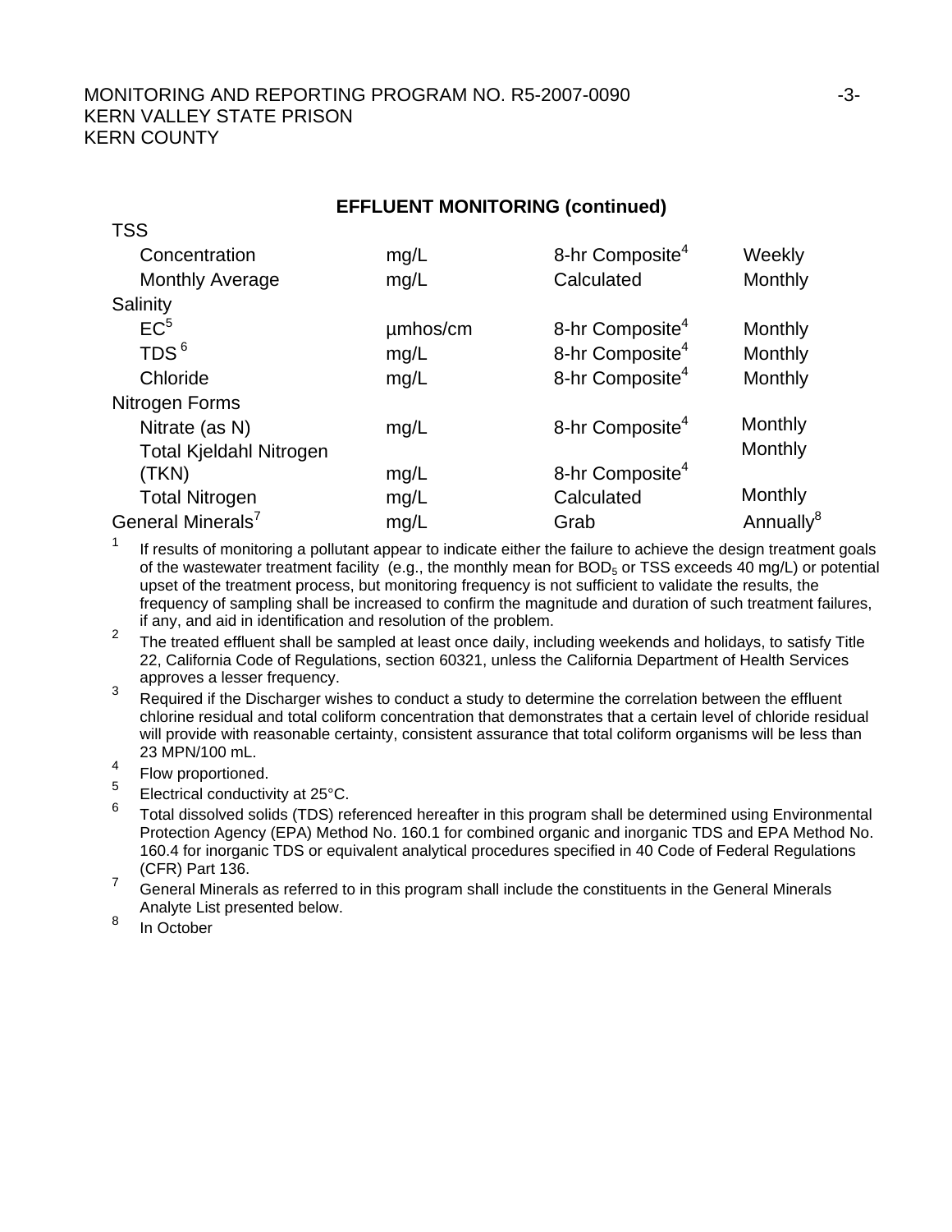## EFFLUENT MONITORING (continued)

| | | | |
|---|---|---|---|
| TSS | | | |
| Concentration | mg/L | 8-hr Composite[4] | Weekly |
| Monthly Average | mg/L | Calculated | Monthly |
| Salinity | | | |
| EC[5] | µmhos/cm | 8-hr Composite[4] | Monthly |
| TDS [6] | mg/L | 8-hr Composite[4] | Monthly |
| Chloride | mg/L | 8-hr Composite[4] | Monthly |
| Nitrogen Forms | | | |
| Nitrate (as N) | mg/L | 8-hr Composite[4] | Monthly |
| Total Kjeldahl Nitrogen (TKN) | mg/L | 8-hr Composite[4] | Monthly |
| Total Nitrogen | mg/L | Calculated | Monthly |
| General Minerals[7] | mg/L | Grab | Annually[8] |

1. If results of monitoring a pollutant appear to indicate either the failure to achieve the design treatment goals of the wastewater treatment facility (e.g., the monthly mean for $BOD_5$ or TSS exceeds 40 mg/L) or potential upset of the treatment process, but monitoring frequency is not sufficient to validate the results, the frequency of sampling shall be increased to confirm the magnitude and duration of such treatment failures, if any, and aid in identification and resolution of the problem.
2. The treated effluent shall be sampled at least once daily, including weekends and holidays, to satisfy Title 22, California Code of Regulations, section 60321, unless the California Department of Health Services approves a lesser frequency.
3. Required if the Discharger wishes to conduct a study to determine the correlation between the effluent chlorine residual and total coliform concentration that demonstrates that a certain level of chloride residual will provide with reasonable certainty, consistent assurance that total coliform organisms will be less than 23 MPN/100 mL.
4. Flow proportioned.
5. Electrical conductivity at 25°C.
6. Total dissolved solids (TDS) referenced hereafter in this program shall be determined using Environmental Protection Agency (EPA) Method No. 160.1 for combined organic and inorganic TDS and EPA Method No. 160.4 for inorganic TDS or equivalent analytical procedures specified in 40 Code of Federal Regulations (CFR) Part 136.
7. General Minerals as referred to in this program shall include the constituents in the General Minerals Analyte List presented below.
8. In October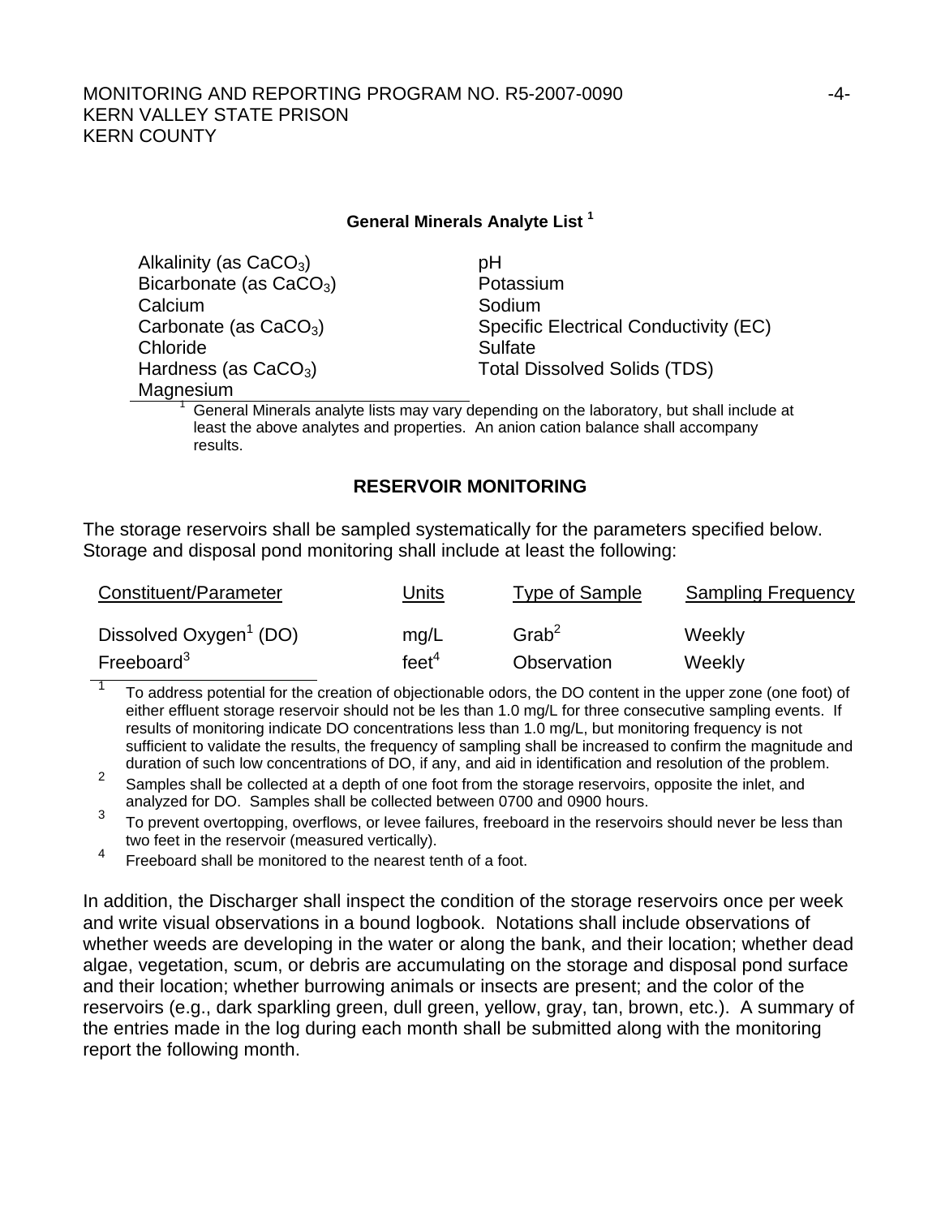**General Minerals Analyte List [1]**

| | |
|---|---|
| Alkalinity (as $CaCO_3$) | pH |
| Bicarbonate (as $CaCO_3$) | Potassium |
| Calcium | Sodium |
| Carbonate (as $CaCO_3$) | Specific Electrical Conductivity (EC) |
| Chloride | Sulfate |
| Hardness (as $CaCO_3$) | Total Dissolved Solids (TDS) |
| Magnesium | |

[1] General Minerals analyte lists may vary depending on the laboratory, but shall include at least the above analytes and properties. An anion cation balance shall accompany results.

## RESERVOIR MONITORING

The storage reservoirs shall be sampled systematically for the parameters specified below. Storage and disposal pond monitoring shall include at least the following:

| Constituent/Parameter | Units | Type of Sample | Sampling Frequency |
|---|---|---|---|
| Dissolved Oxygen[1] (DO) | mg/L | Grab[2] | Weekly |
| Freeboard[3] | feet[4] | Observation | Weekly |

[1] To address potential for the creation of objectionable odors, the DO content in the upper zone (one foot) of either effluent storage reservoir should not be les than 1.0 mg/L for three consecutive sampling events. If results of monitoring indicate DO concentrations less than 1.0 mg/L, but monitoring frequency is not sufficient to validate the results, the frequency of sampling shall be increased to confirm the magnitude and duration of such low concentrations of DO, if any, and aid in identification and resolution of the problem.

[2] Samples shall be collected at a depth of one foot from the storage reservoirs, opposite the inlet, and analyzed for DO. Samples shall be collected between 0700 and 0900 hours.

[3] To prevent overtopping, overflows, or levee failures, freeboard in the reservoirs should never be less than two feet in the reservoir (measured vertically).

[4] Freeboard shall be monitored to the nearest tenth of a foot.

In addition, the Discharger shall inspect the condition of the storage reservoirs once per week and write visual observations in a bound logbook. Notations shall include observations of whether weeds are developing in the water or along the bank, and their location; whether dead algae, vegetation, scum, or debris are accumulating on the storage and disposal pond surface and their location; whether burrowing animals or insects are present; and the color of the reservoirs (e.g., dark sparkling green, dull green, yellow, gray, tan, brown, etc.). A summary of the entries made in the log during each month shall be submitted along with the monitoring report the following month.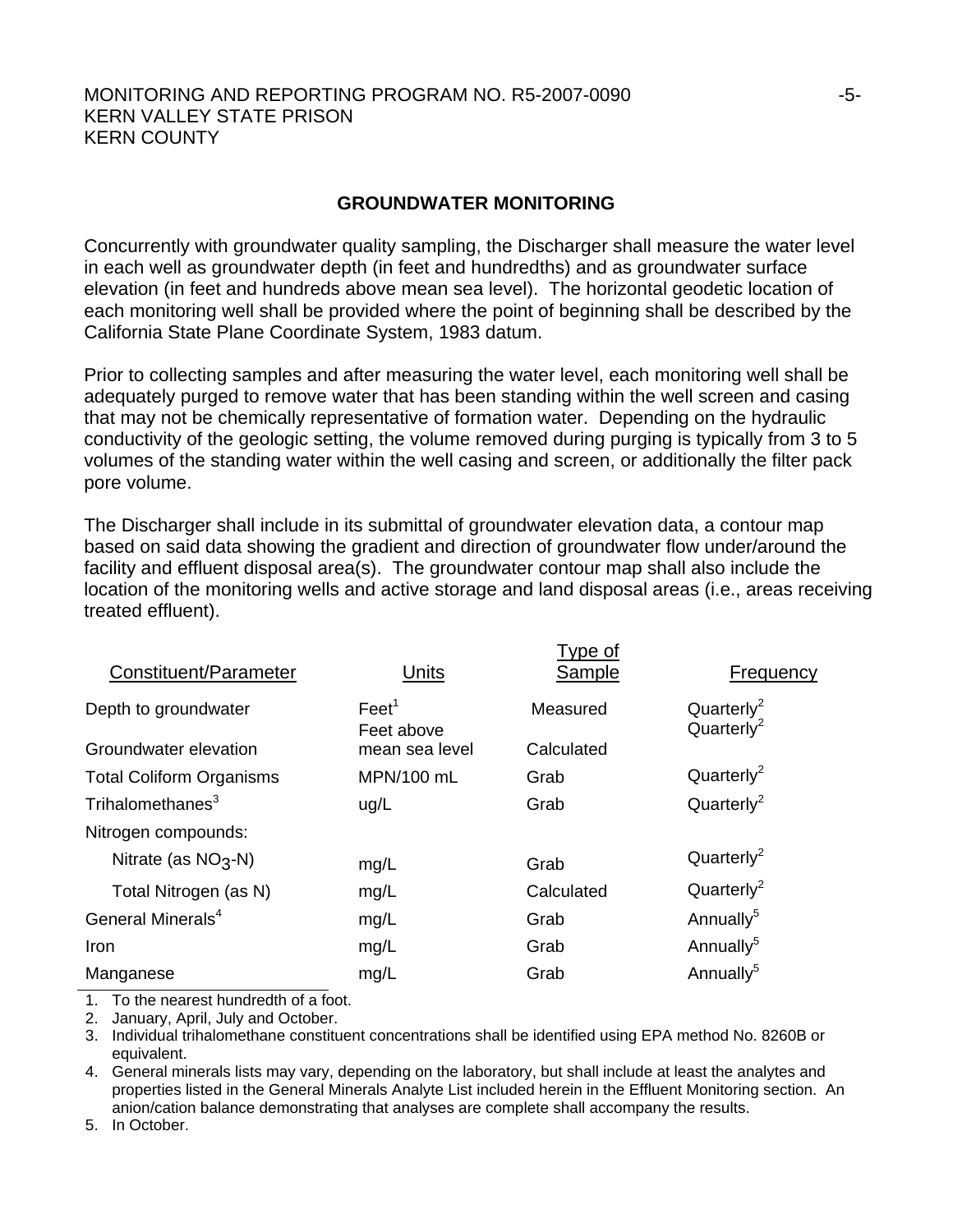## GROUNDWATER MONITORING

Concurrently with groundwater quality sampling, the Discharger shall measure the water level in each well as groundwater depth (in feet and hundredths) and as groundwater surface elevation (in feet and hundreds above mean sea level). The horizontal geodetic location of each monitoring well shall be provided where the point of beginning shall be described by the California State Plane Coordinate System, 1983 datum.

Prior to collecting samples and after measuring the water level, each monitoring well shall be adequately purged to remove water that has been standing within the well screen and casing that may not be chemically representative of formation water. Depending on the hydraulic conductivity of the geologic setting, the volume removed during purging is typically from 3 to 5 volumes of the standing water within the well casing and screen, or additionally the filter pack pore volume.

The Discharger shall include in its submittal of groundwater elevation data, a contour map based on said data showing the gradient and direction of groundwater flow under/around the facility and effluent disposal area(s). The groundwater contour map shall also include the location of the monitoring wells and active storage and land disposal areas (i.e., areas receiving treated effluent).

| Constituent/Parameter | Units | Type of Sample | Frequency |
|---|---|---|---|
| Depth to groundwater | Feet[1] | Measured | Quarterly[2] |
| Groundwater elevation | Feet above mean sea level | Calculated | Quarterly[2] |
| Total Coliform Organisms | MPN/100 mL | Grab | Quarterly[2] |
| Trihalomethanes[3] | ug/L | Grab | Quarterly[2] |
| Nitrogen compounds: | | | |
| Nitrate (as $NO_3$-N) | mg/L | Grab | Quarterly[2] |
| Total Nitrogen (as N) | mg/L | Calculated | Quarterly[2] |
| General Minerals[4] | mg/L | Grab | Annually[5] |
| Iron | mg/L | Grab | Annually[5] |
| Manganese | mg/L | Grab | Annually[5] |

1. To the nearest hundredth of a foot.
2. January, April, July and October.
3. Individual trihalomethane constituent concentrations shall be identified using EPA method No. 8260B or equivalent.
4. General minerals lists may vary, depending on the laboratory, but shall include at least the analytes and properties listed in the General Minerals Analyte List included herein in the Effluent Monitoring section. An anion/cation balance demonstrating that analyses are complete shall accompany the results.
5. In October.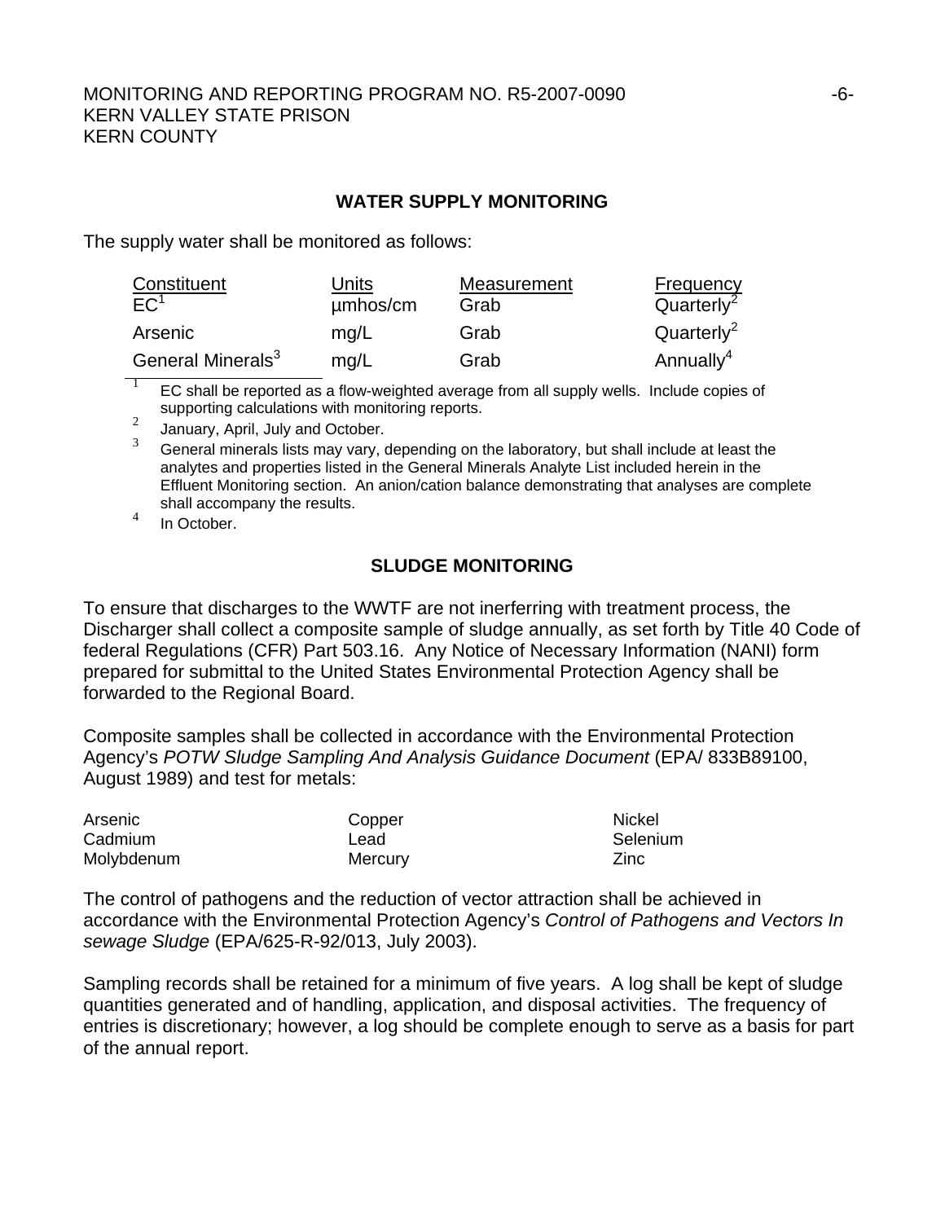## WATER SUPPLY MONITORING

The supply water shall be monitored as follows:

| Constituent | Units | Measurement | Frequency |
|---|---|---|---|
| EC[1] | µmhos/cm | Grab | Quarterly[2] |
| Arsenic | mg/L | Grab | Quarterly[2] |
| General Minerals[3] | mg/L | Grab | Annually[4] |

[1] EC shall be reported as a flow-weighted average from all supply wells. Include copies of supporting calculations with monitoring reports.

[2] January, April, July and October.

[3] General minerals lists may vary, depending on the laboratory, but shall include at least the analytes and properties listed in the General Minerals Analyte List included herein in the Effluent Monitoring section. An anion/cation balance demonstrating that analyses are complete shall accompany the results.

[4] In October.

## SLUDGE MONITORING

To ensure that discharges to the WWTF are not inerferring with treatment process, the Discharger shall collect a composite sample of sludge annually, as set forth by Title 40 Code of federal Regulations (CFR) Part 503.16. Any Notice of Necessary Information (NANI) form prepared for submittal to the United States Environmental Protection Agency shall be forwarded to the Regional Board.

Composite samples shall be collected in accordance with the Environmental Protection Agency's *POTW Sludge Sampling And Analysis Guidance Document* (EPA/ 833B89100, August 1989) and test for metals:

| | | |
|---|---|---|
| Arsenic | Copper | Nickel |
| Cadmium | Lead | Selenium |
| Molybdenum | Mercury | Zinc |

The control of pathogens and the reduction of vector attraction shall be achieved in accordance with the Environmental Protection Agency's *Control of Pathogens and Vectors In sewage Sludge* (EPA/625-R-92/013, July 2003).

Sampling records shall be retained for a minimum of five years. A log shall be kept of sludge quantities generated and of handling, application, and disposal activities. The frequency of entries is discretionary; however, a log should be complete enough to serve as a basis for part of the annual report.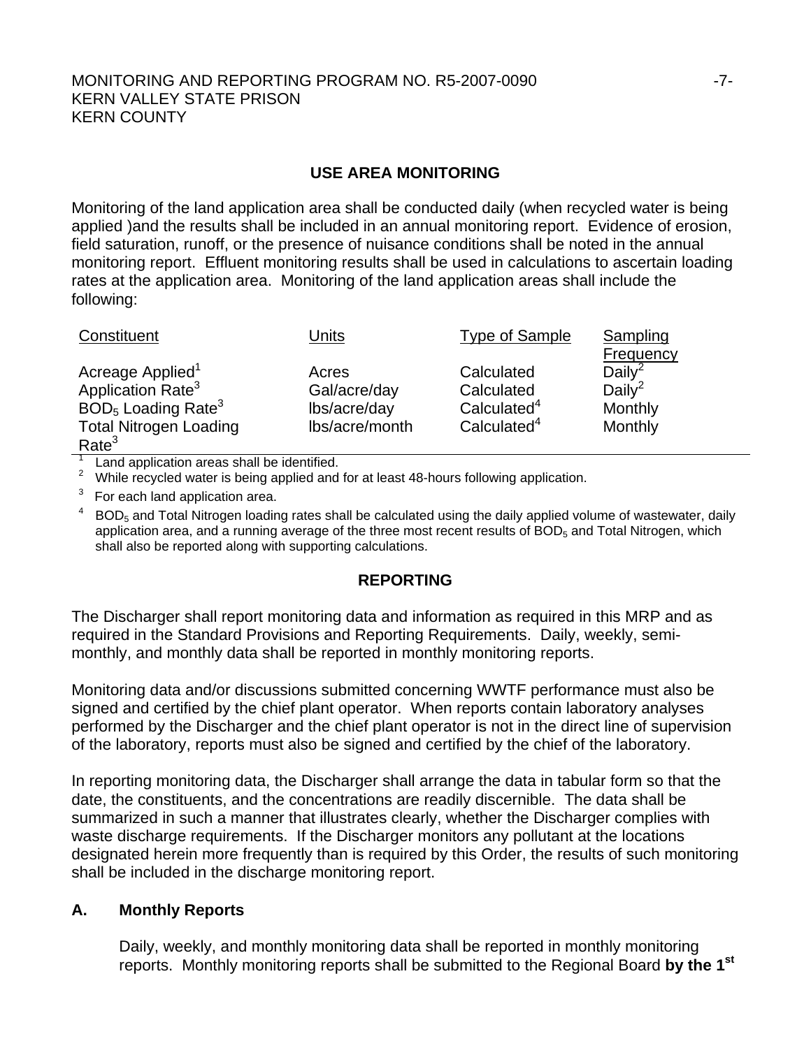## USE AREA MONITORING

Monitoring of the land application area shall be conducted daily (when recycled water is being applied )and the results shall be included in an annual monitoring report. Evidence of erosion, field saturation, runoff, or the presence of nuisance conditions shall be noted in the annual monitoring report. Effluent monitoring results shall be used in calculations to ascertain loading rates at the application area. Monitoring of the land application areas shall include the following:

| Constituent | Units | Type of Sample | Sampling Frequency |
|---|---|---|---|
| Acreage Applied[1] | Acres | Calculated | Daily[2] |
| Application Rate[3] | Gal/acre/day | Calculated | Daily[2] |
| $BOD_5$ Loading Rate[3] | lbs/acre/day | Calculated[4] | Monthly |
| Total Nitrogen Loading Rate[3] | lbs/acre/month | Calculated[4] | Monthly |

[1] Land application areas shall be identified.

[2] While recycled water is being applied and for at least 48-hours following application.

[3] For each land application area.

[4] $BOD_5$ and Total Nitrogen loading rates shall be calculated using the daily applied volume of wastewater, daily application area, and a running average of the three most recent results of $BOD_5$ and Total Nitrogen, which shall also be reported along with supporting calculations.

## REPORTING

The Discharger shall report monitoring data and information as required in this MRP and as required in the Standard Provisions and Reporting Requirements. Daily, weekly, semi-monthly, and monthly data shall be reported in monthly monitoring reports.

Monitoring data and/or discussions submitted concerning WWTF performance must also be signed and certified by the chief plant operator. When reports contain laboratory analyses performed by the Discharger and the chief plant operator is not in the direct line of supervision of the laboratory, reports must also be signed and certified by the chief of the laboratory.

In reporting monitoring data, the Discharger shall arrange the data in tabular form so that the date, the constituents, and the concentrations are readily discernible. The data shall be summarized in such a manner that illustrates clearly, whether the Discharger complies with waste discharge requirements. If the Discharger monitors any pollutant at the locations designated herein more frequently than is required by this Order, the results of such monitoring shall be included in the discharge monitoring report.

### A. Monthly Reports

Daily, weekly, and monthly monitoring data shall be reported in monthly monitoring reports. Monthly monitoring reports shall be submitted to the Regional Board **by the 1st**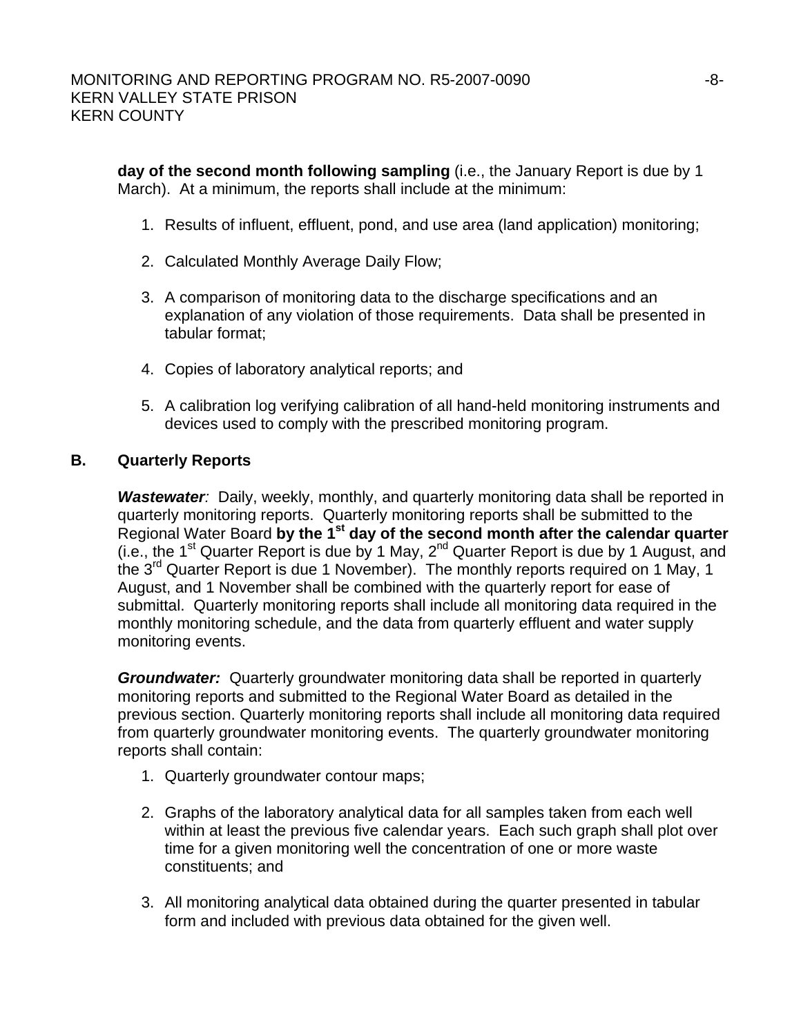**day of the second month following sampling** (i.e., the January Report is due by 1 March). At a minimum, the reports shall include at the minimum:

1. Results of influent, effluent, pond, and use area (land application) monitoring;
2. Calculated Monthly Average Daily Flow;
3. A comparison of monitoring data to the discharge specifications and an explanation of any violation of those requirements. Data shall be presented in tabular format;
4. Copies of laboratory analytical reports; and
5. A calibration log verifying calibration of all hand-held monitoring instruments and devices used to comply with the prescribed monitoring program.

**B. Quarterly Reports**

***Wastewater:*** Daily, weekly, monthly, and quarterly monitoring data shall be reported in quarterly monitoring reports. Quarterly monitoring reports shall be submitted to the Regional Water Board **by the 1st day of the second month after the calendar quarter** (i.e., the 1st Quarter Report is due by 1 May, 2nd Quarter Report is due by 1 August, and the 3rd Quarter Report is due 1 November). The monthly reports required on 1 May, 1 August, and 1 November shall be combined with the quarterly report for ease of submittal. Quarterly monitoring reports shall include all monitoring data required in the monthly monitoring schedule, and the data from quarterly effluent and water supply monitoring events.

***Groundwater:*** Quarterly groundwater monitoring data shall be reported in quarterly monitoring reports and submitted to the Regional Water Board as detailed in the previous section. Quarterly monitoring reports shall include all monitoring data required from quarterly groundwater monitoring events. The quarterly groundwater monitoring reports shall contain:

1. Quarterly groundwater contour maps;
2. Graphs of the laboratory analytical data for all samples taken from each well within at least the previous five calendar years. Each such graph shall plot over time for a given monitoring well the concentration of one or more waste constituents; and
3. All monitoring analytical data obtained during the quarter presented in tabular form and included with previous data obtained for the given well.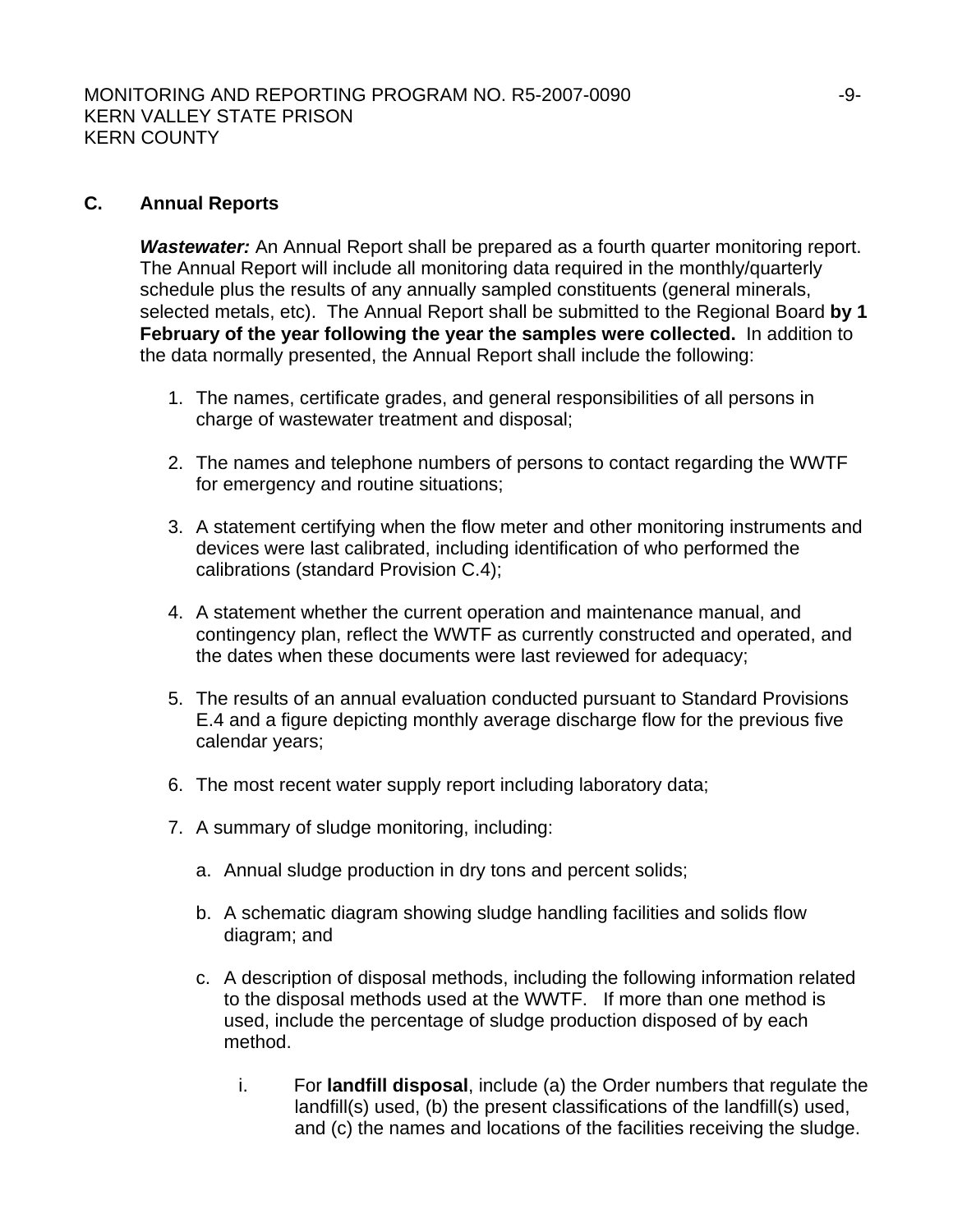## C. Annual Reports

***Wastewater:*** An Annual Report shall be prepared as a fourth quarter monitoring report. The Annual Report will include all monitoring data required in the monthly/quarterly schedule plus the results of any annually sampled constituents (general minerals, selected metals, etc). The Annual Report shall be submitted to the Regional Board **by 1 February of the year following the year the samples were collected.** In addition to the data normally presented, the Annual Report shall include the following:

1. The names, certificate grades, and general responsibilities of all persons in charge of wastewater treatment and disposal;

2. The names and telephone numbers of persons to contact regarding the WWTF for emergency and routine situations;

3. A statement certifying when the flow meter and other monitoring instruments and devices were last calibrated, including identification of who performed the calibrations (standard Provision C.4);

4. A statement whether the current operation and maintenance manual, and contingency plan, reflect the WWTF as currently constructed and operated, and the dates when these documents were last reviewed for adequacy;

5. The results of an annual evaluation conducted pursuant to Standard Provisions E.4 and a figure depicting monthly average discharge flow for the previous five calendar years;

6. The most recent water supply report including laboratory data;

7. A summary of sludge monitoring, including:

   a. Annual sludge production in dry tons and percent solids;

   b. A schematic diagram showing sludge handling facilities and solids flow diagram; and

   c. A description of disposal methods, including the following information related to the disposal methods used at the WWTF. If more than one method is used, include the percentage of sludge production disposed of by each method.

      i. For **landfill disposal**, include (a) the Order numbers that regulate the landfill(s) used, (b) the present classifications of the landfill(s) used, and (c) the names and locations of the facilities receiving the sludge.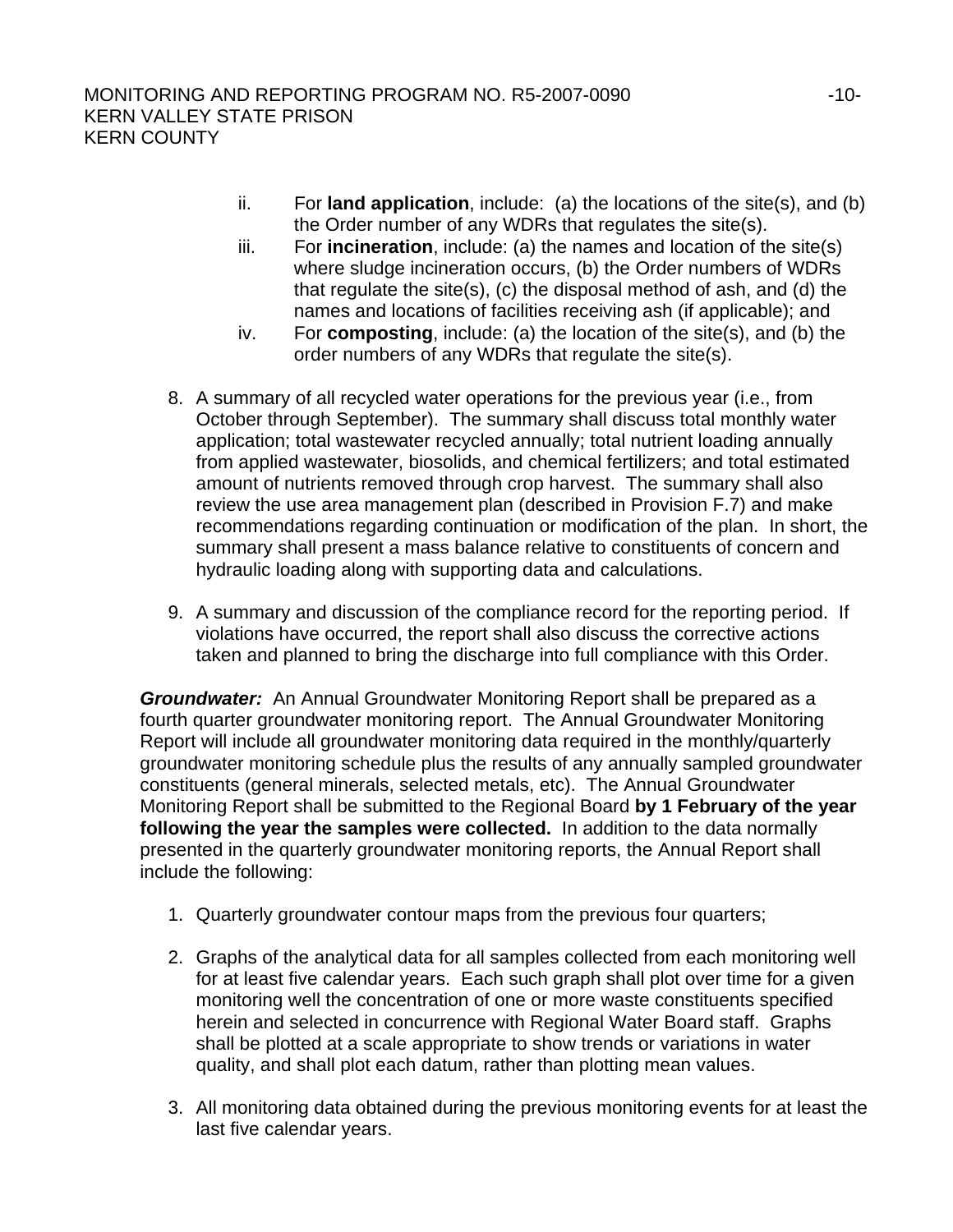ii. For **land application**, include: (a) the locations of the site(s), and (b) the Order number of any WDRs that regulates the site(s).

iii. For **incineration**, include: (a) the names and location of the site(s) where sludge incineration occurs, (b) the Order numbers of WDRs that regulate the site(s), (c) the disposal method of ash, and (d) the names and locations of facilities receiving ash (if applicable); and

iv. For **composting**, include: (a) the location of the site(s), and (b) the order numbers of any WDRs that regulate the site(s).

8. A summary of all recycled water operations for the previous year (i.e., from October through September). The summary shall discuss total monthly water application; total wastewater recycled annually; total nutrient loading annually from applied wastewater, biosolids, and chemical fertilizers; and total estimated amount of nutrients removed through crop harvest. The summary shall also review the use area management plan (described in Provision F.7) and make recommendations regarding continuation or modification of the plan. In short, the summary shall present a mass balance relative to constituents of concern and hydraulic loading along with supporting data and calculations.

9. A summary and discussion of the compliance record for the reporting period. If violations have occurred, the report shall also discuss the corrective actions taken and planned to bring the discharge into full compliance with this Order.

***Groundwater:*** An Annual Groundwater Monitoring Report shall be prepared as a fourth quarter groundwater monitoring report. The Annual Groundwater Monitoring Report will include all groundwater monitoring data required in the monthly/quarterly groundwater monitoring schedule plus the results of any annually sampled groundwater constituents (general minerals, selected metals, etc). The Annual Groundwater Monitoring Report shall be submitted to the Regional Board **by 1 February of the year following the year the samples were collected.** In addition to the data normally presented in the quarterly groundwater monitoring reports, the Annual Report shall include the following:

1. Quarterly groundwater contour maps from the previous four quarters;

2. Graphs of the analytical data for all samples collected from each monitoring well for at least five calendar years. Each such graph shall plot over time for a given monitoring well the concentration of one or more waste constituents specified herein and selected in concurrence with Regional Water Board staff. Graphs shall be plotted at a scale appropriate to show trends or variations in water quality, and shall plot each datum, rather than plotting mean values.

3. All monitoring data obtained during the previous monitoring events for at least the last five calendar years.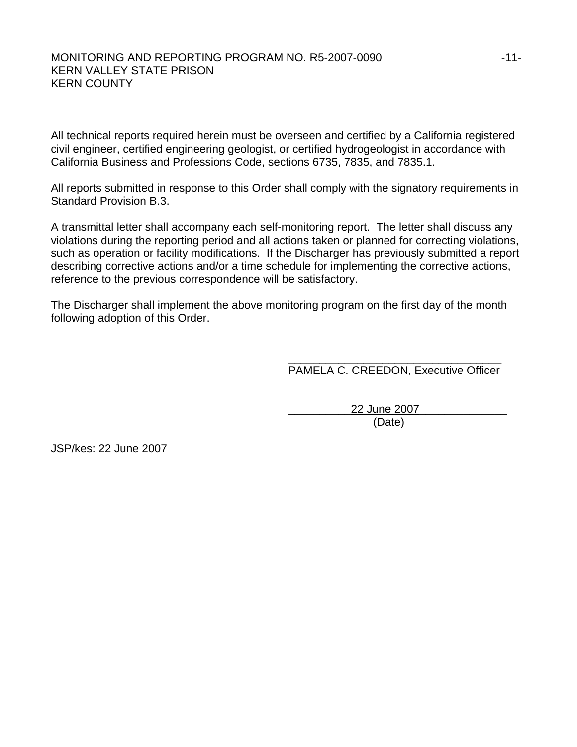All technical reports required herein must be overseen and certified by a California registered civil engineer, certified engineering geologist, or certified hydrogeologist in accordance with California Business and Professions Code, sections 6735, 7835, and 7835.1.

All reports submitted in response to this Order shall comply with the signatory requirements in Standard Provision B.3.

A transmittal letter shall accompany each self-monitoring report. The letter shall discuss any violations during the reporting period and all actions taken or planned for correcting violations, such as operation or facility modifications. If the Discharger has previously submitted a report describing corrective actions and/or a time schedule for implementing the corrective actions, reference to the previous correspondence will be satisfactory.

The Discharger shall implement the above monitoring program on the first day of the month following adoption of this Order.

_________________________________
PAMELA C. CREEDON, Executive Officer

__________22 June 2007______________
(Date)

JSP/kes: 22 June 2007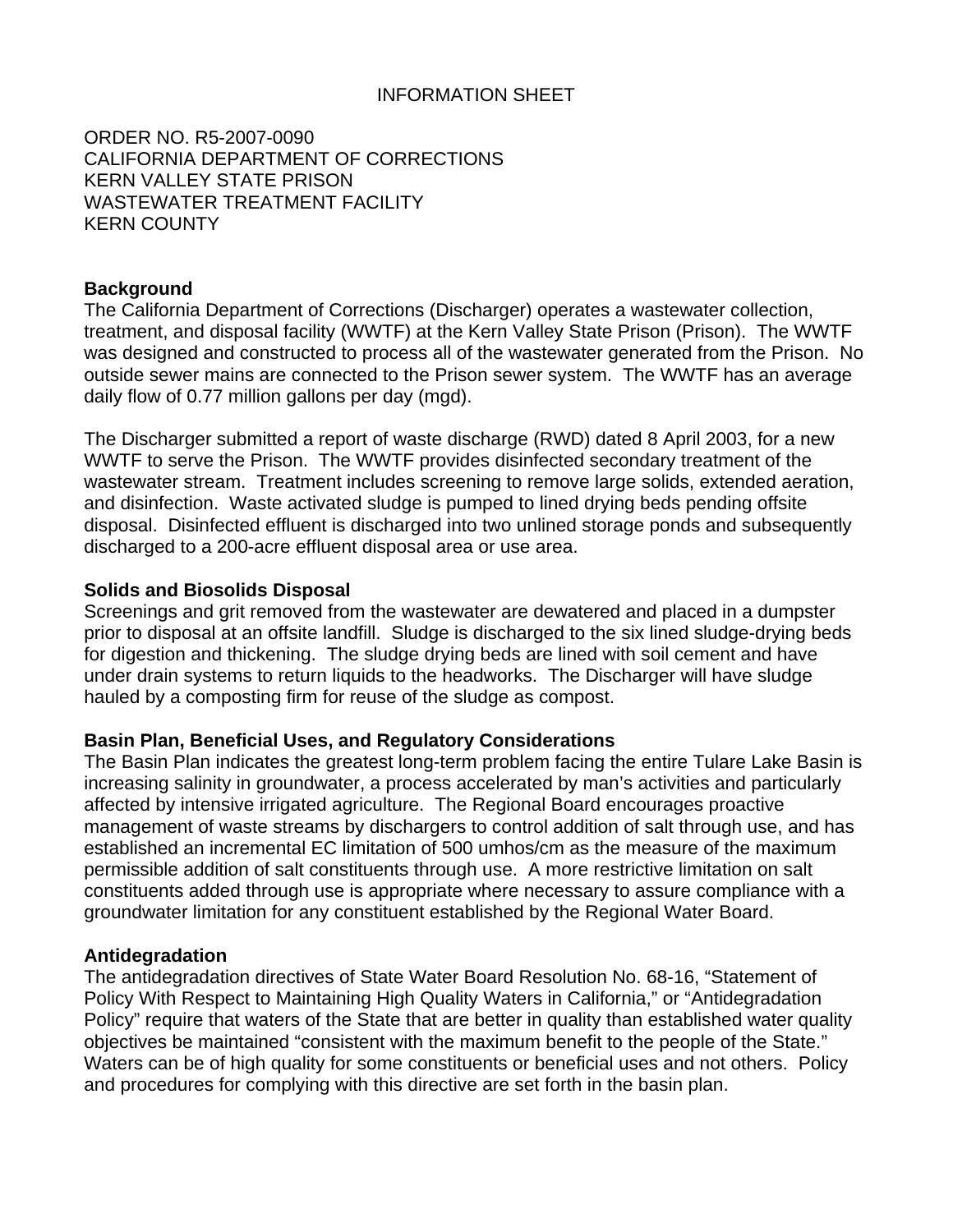INFORMATION SHEET

ORDER NO. R5-2007-0090
CALIFORNIA DEPARTMENT OF CORRECTIONS
KERN VALLEY STATE PRISON
WASTEWATER TREATMENT FACILITY
KERN COUNTY

**Background**

The California Department of Corrections (Discharger) operates a wastewater collection, treatment, and disposal facility (WWTF) at the Kern Valley State Prison (Prison). The WWTF was designed and constructed to process all of the wastewater generated from the Prison. No outside sewer mains are connected to the Prison sewer system. The WWTF has an average daily flow of 0.77 million gallons per day (mgd).

The Discharger submitted a report of waste discharge (RWD) dated 8 April 2003, for a new WWTF to serve the Prison. The WWTF provides disinfected secondary treatment of the wastewater stream. Treatment includes screening to remove large solids, extended aeration, and disinfection. Waste activated sludge is pumped to lined drying beds pending offsite disposal. Disinfected effluent is discharged into two unlined storage ponds and subsequently discharged to a 200-acre effluent disposal area or use area.

**Solids and Biosolids Disposal**

Screenings and grit removed from the wastewater are dewatered and placed in a dumpster prior to disposal at an offsite landfill. Sludge is discharged to the six lined sludge-drying beds for digestion and thickening. The sludge drying beds are lined with soil cement and have under drain systems to return liquids to the headworks. The Discharger will have sludge hauled by a composting firm for reuse of the sludge as compost.

**Basin Plan, Beneficial Uses, and Regulatory Considerations**

The Basin Plan indicates the greatest long-term problem facing the entire Tulare Lake Basin is increasing salinity in groundwater, a process accelerated by man's activities and particularly affected by intensive irrigated agriculture. The Regional Board encourages proactive management of waste streams by dischargers to control addition of salt through use, and has established an incremental EC limitation of 500 umhos/cm as the measure of the maximum permissible addition of salt constituents through use. A more restrictive limitation on salt constituents added through use is appropriate where necessary to assure compliance with a groundwater limitation for any constituent established by the Regional Water Board.

**Antidegradation**

The antidegradation directives of State Water Board Resolution No. 68-16, "Statement of Policy With Respect to Maintaining High Quality Waters in California," or "Antidegradation Policy" require that waters of the State that are better in quality than established water quality objectives be maintained "consistent with the maximum benefit to the people of the State." Waters can be of high quality for some constituents or beneficial uses and not others. Policy and procedures for complying with this directive are set forth in the basin plan.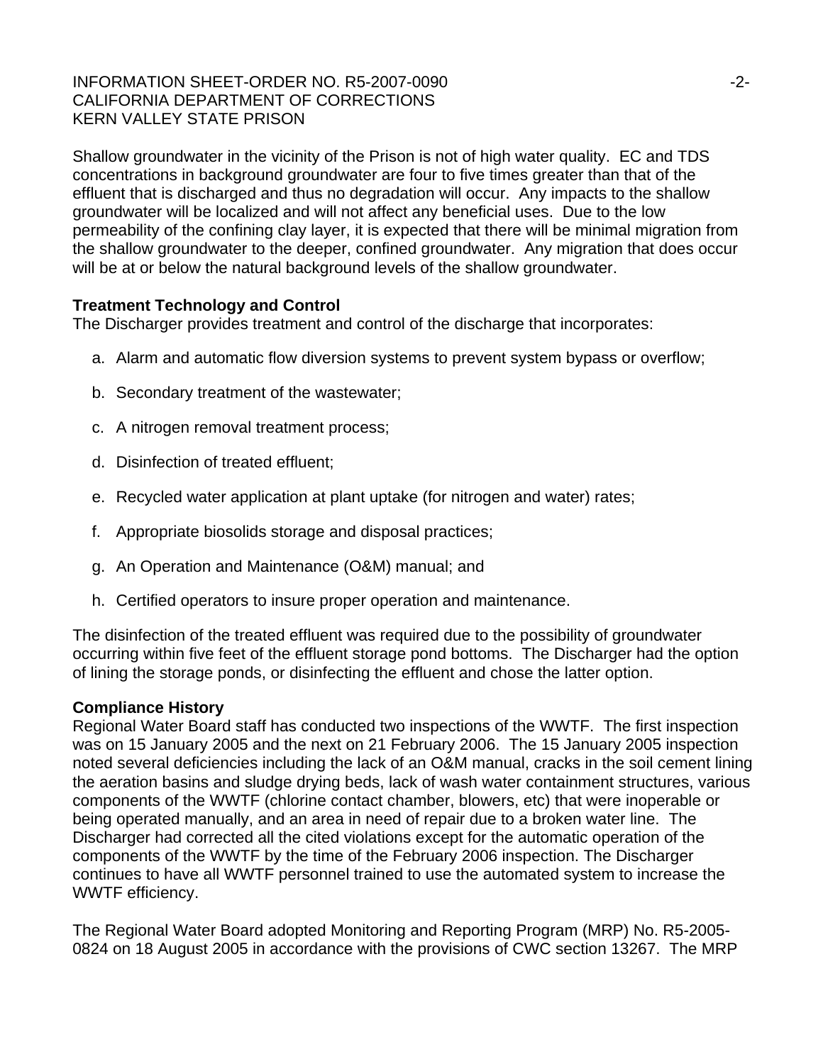Shallow groundwater in the vicinity of the Prison is not of high water quality. EC and TDS concentrations in background groundwater are four to five times greater than that of the effluent that is discharged and thus no degradation will occur. Any impacts to the shallow groundwater will be localized and will not affect any beneficial uses. Due to the low permeability of the confining clay layer, it is expected that there will be minimal migration from the shallow groundwater to the deeper, confined groundwater. Any migration that does occur will be at or below the natural background levels of the shallow groundwater.

**Treatment Technology and Control**
The Discharger provides treatment and control of the discharge that incorporates:

a. Alarm and automatic flow diversion systems to prevent system bypass or overflow;

b. Secondary treatment of the wastewater;

c. A nitrogen removal treatment process;

d. Disinfection of treated effluent;

e. Recycled water application at plant uptake (for nitrogen and water) rates;

f. Appropriate biosolids storage and disposal practices;

g. An Operation and Maintenance (O&M) manual; and

h. Certified operators to insure proper operation and maintenance.

The disinfection of the treated effluent was required due to the possibility of groundwater occurring within five feet of the effluent storage pond bottoms. The Discharger had the option of lining the storage ponds, or disinfecting the effluent and chose the latter option.

**Compliance History**
Regional Water Board staff has conducted two inspections of the WWTF. The first inspection was on 15 January 2005 and the next on 21 February 2006. The 15 January 2005 inspection noted several deficiencies including the lack of an O&M manual, cracks in the soil cement lining the aeration basins and sludge drying beds, lack of wash water containment structures, various components of the WWTF (chlorine contact chamber, blowers, etc) that were inoperable or being operated manually, and an area in need of repair due to a broken water line. The Discharger had corrected all the cited violations except for the automatic operation of the components of the WWTF by the time of the February 2006 inspection. The Discharger continues to have all WWTF personnel trained to use the automated system to increase the WWTF efficiency.

The Regional Water Board adopted Monitoring and Reporting Program (MRP) No. R5-2005-0824 on 18 August 2005 in accordance with the provisions of CWC section 13267. The MRP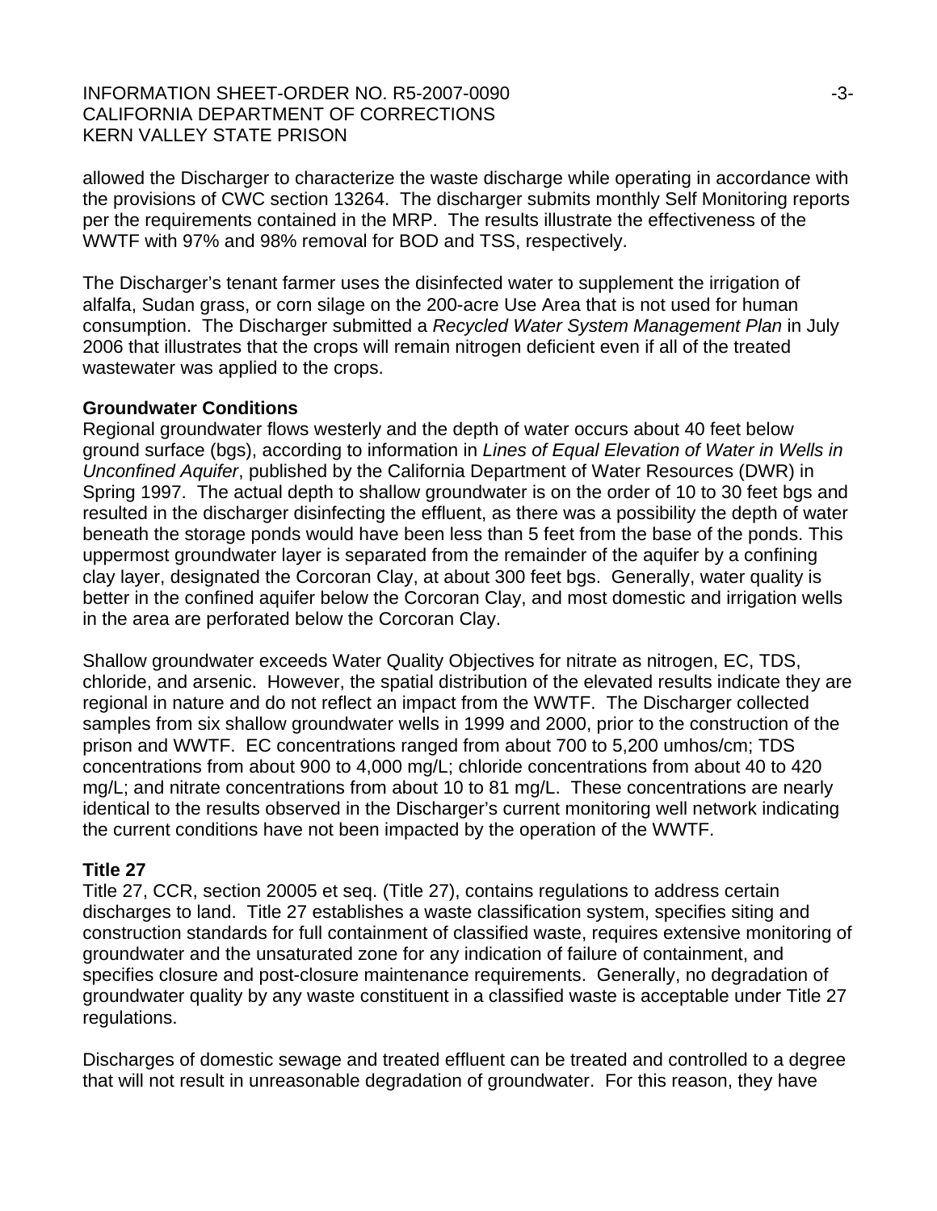allowed the Discharger to characterize the waste discharge while operating in accordance with the provisions of CWC section 13264. The discharger submits monthly Self Monitoring reports per the requirements contained in the MRP. The results illustrate the effectiveness of the WWTF with 97% and 98% removal for BOD and TSS, respectively.

The Discharger's tenant farmer uses the disinfected water to supplement the irrigation of alfalfa, Sudan grass, or corn silage on the 200-acre Use Area that is not used for human consumption. The Discharger submitted a *Recycled Water System Management Plan* in July 2006 that illustrates that the crops will remain nitrogen deficient even if all of the treated wastewater was applied to the crops.

**Groundwater Conditions**

Regional groundwater flows westerly and the depth of water occurs about 40 feet below ground surface (bgs), according to information in *Lines of Equal Elevation of Water in Wells in Unconfined Aquifer*, published by the California Department of Water Resources (DWR) in Spring 1997. The actual depth to shallow groundwater is on the order of 10 to 30 feet bgs and resulted in the discharger disinfecting the effluent, as there was a possibility the depth of water beneath the storage ponds would have been less than 5 feet from the base of the ponds. This uppermost groundwater layer is separated from the remainder of the aquifer by a confining clay layer, designated the Corcoran Clay, at about 300 feet bgs. Generally, water quality is better in the confined aquifer below the Corcoran Clay, and most domestic and irrigation wells in the area are perforated below the Corcoran Clay.

Shallow groundwater exceeds Water Quality Objectives for nitrate as nitrogen, EC, TDS, chloride, and arsenic. However, the spatial distribution of the elevated results indicate they are regional in nature and do not reflect an impact from the WWTF. The Discharger collected samples from six shallow groundwater wells in 1999 and 2000, prior to the construction of the prison and WWTF. EC concentrations ranged from about 700 to 5,200 umhos/cm; TDS concentrations from about 900 to 4,000 mg/L; chloride concentrations from about 40 to 420 mg/L; and nitrate concentrations from about 10 to 81 mg/L. These concentrations are nearly identical to the results observed in the Discharger's current monitoring well network indicating the current conditions have not been impacted by the operation of the WWTF.

**Title 27**

Title 27, CCR, section 20005 et seq. (Title 27), contains regulations to address certain discharges to land. Title 27 establishes a waste classification system, specifies siting and construction standards for full containment of classified waste, requires extensive monitoring of groundwater and the unsaturated zone for any indication of failure of containment, and specifies closure and post-closure maintenance requirements. Generally, no degradation of groundwater quality by any waste constituent in a classified waste is acceptable under Title 27 regulations.

Discharges of domestic sewage and treated effluent can be treated and controlled to a degree that will not result in unreasonable degradation of groundwater. For this reason, they have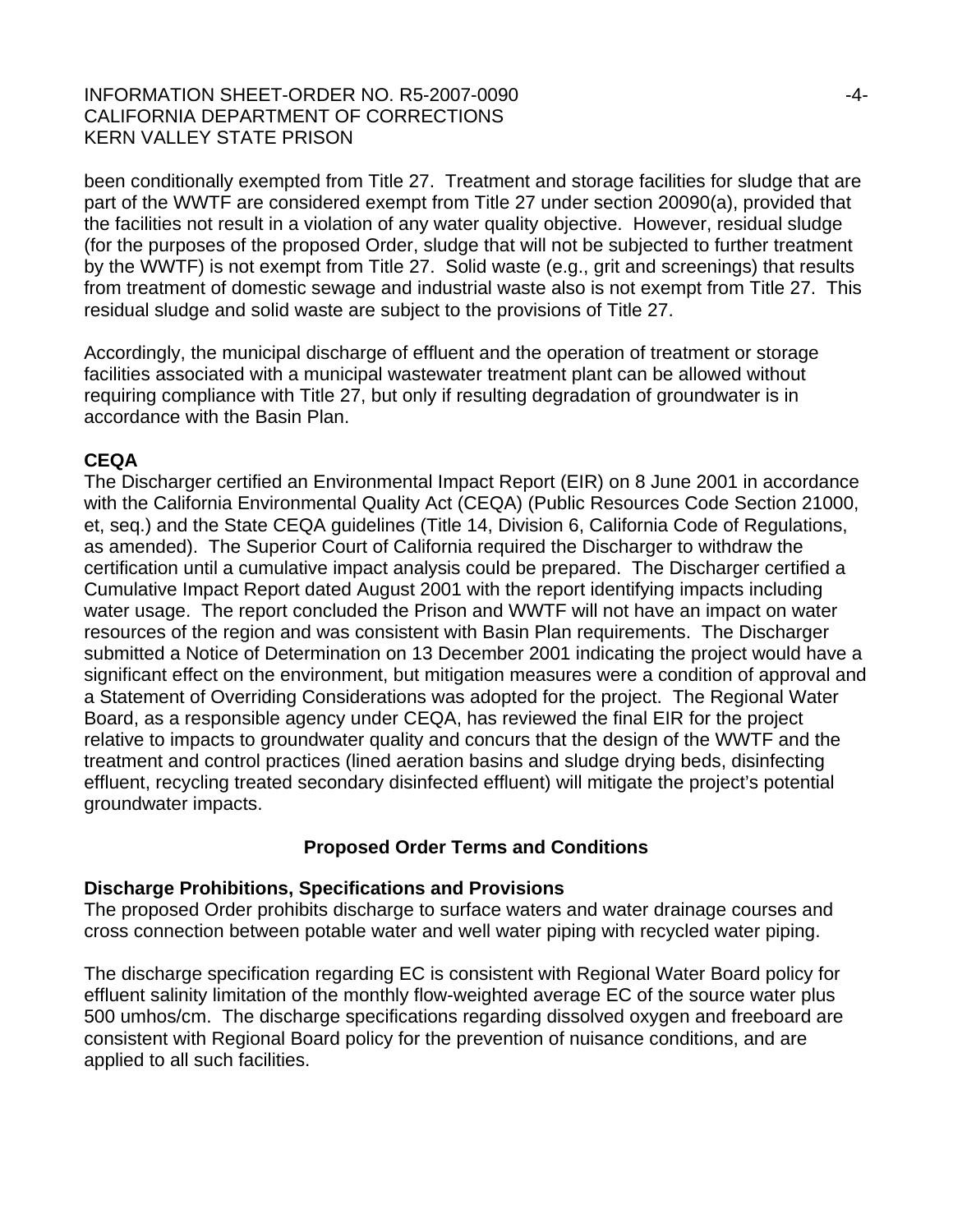been conditionally exempted from Title 27. Treatment and storage facilities for sludge that are part of the WWTF are considered exempt from Title 27 under section 20090(a), provided that the facilities not result in a violation of any water quality objective. However, residual sludge (for the purposes of the proposed Order, sludge that will not be subjected to further treatment by the WWTF) is not exempt from Title 27. Solid waste (e.g., grit and screenings) that results from treatment of domestic sewage and industrial waste also is not exempt from Title 27. This residual sludge and solid waste are subject to the provisions of Title 27.

Accordingly, the municipal discharge of effluent and the operation of treatment or storage facilities associated with a municipal wastewater treatment plant can be allowed without requiring compliance with Title 27, but only if resulting degradation of groundwater is in accordance with the Basin Plan.

**CEQA**

The Discharger certified an Environmental Impact Report (EIR) on 8 June 2001 in accordance with the California Environmental Quality Act (CEQA) (Public Resources Code Section 21000, et, seq.) and the State CEQA guidelines (Title 14, Division 6, California Code of Regulations, as amended). The Superior Court of California required the Discharger to withdraw the certification until a cumulative impact analysis could be prepared. The Discharger certified a Cumulative Impact Report dated August 2001 with the report identifying impacts including water usage. The report concluded the Prison and WWTF will not have an impact on water resources of the region and was consistent with Basin Plan requirements. The Discharger submitted a Notice of Determination on 13 December 2001 indicating the project would have a significant effect on the environment, but mitigation measures were a condition of approval and a Statement of Overriding Considerations was adopted for the project. The Regional Water Board, as a responsible agency under CEQA, has reviewed the final EIR for the project relative to impacts to groundwater quality and concurs that the design of the WWTF and the treatment and control practices (lined aeration basins and sludge drying beds, disinfecting effluent, recycling treated secondary disinfected effluent) will mitigate the project's potential groundwater impacts.

## Proposed Order Terms and Conditions

**Discharge Prohibitions, Specifications and Provisions**

The proposed Order prohibits discharge to surface waters and water drainage courses and cross connection between potable water and well water piping with recycled water piping.

The discharge specification regarding EC is consistent with Regional Water Board policy for effluent salinity limitation of the monthly flow-weighted average EC of the source water plus 500 umhos/cm. The discharge specifications regarding dissolved oxygen and freeboard are consistent with Regional Board policy for the prevention of nuisance conditions, and are applied to all such facilities.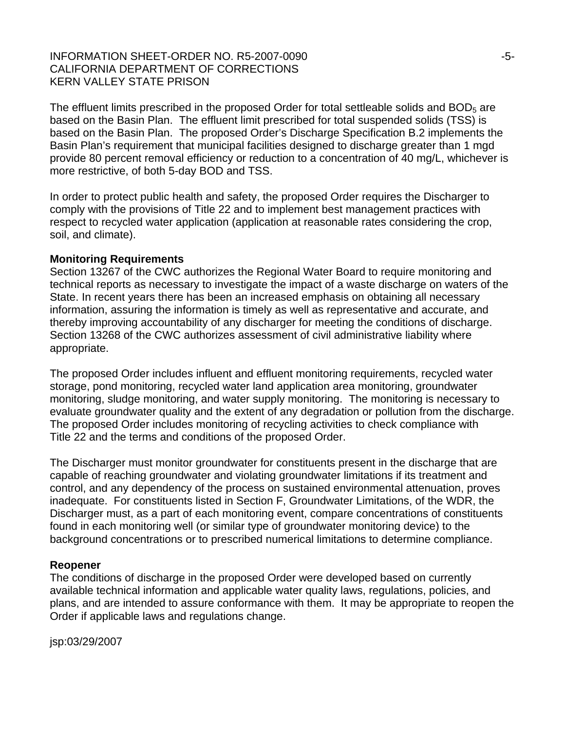The effluent limits prescribed in the proposed Order for total settleable solids and $BOD_5$ are based on the Basin Plan. The effluent limit prescribed for total suspended solids (TSS) is based on the Basin Plan. The proposed Order's Discharge Specification B.2 implements the Basin Plan's requirement that municipal facilities designed to discharge greater than 1 mgd provide 80 percent removal efficiency or reduction to a concentration of 40 mg/L, whichever is more restrictive, of both 5-day BOD and TSS.

In order to protect public health and safety, the proposed Order requires the Discharger to comply with the provisions of Title 22 and to implement best management practices with respect to recycled water application (application at reasonable rates considering the crop, soil, and climate).

**Monitoring Requirements**

Section 13267 of the CWC authorizes the Regional Water Board to require monitoring and technical reports as necessary to investigate the impact of a waste discharge on waters of the State. In recent years there has been an increased emphasis on obtaining all necessary information, assuring the information is timely as well as representative and accurate, and thereby improving accountability of any discharger for meeting the conditions of discharge. Section 13268 of the CWC authorizes assessment of civil administrative liability where appropriate.

The proposed Order includes influent and effluent monitoring requirements, recycled water storage, pond monitoring, recycled water land application area monitoring, groundwater monitoring, sludge monitoring, and water supply monitoring. The monitoring is necessary to evaluate groundwater quality and the extent of any degradation or pollution from the discharge. The proposed Order includes monitoring of recycling activities to check compliance with Title 22 and the terms and conditions of the proposed Order.

The Discharger must monitor groundwater for constituents present in the discharge that are capable of reaching groundwater and violating groundwater limitations if its treatment and control, and any dependency of the process on sustained environmental attenuation, proves inadequate. For constituents listed in Section F, Groundwater Limitations, of the WDR, the Discharger must, as a part of each monitoring event, compare concentrations of constituents found in each monitoring well (or similar type of groundwater monitoring device) to the background concentrations or to prescribed numerical limitations to determine compliance.

**Reopener**

The conditions of discharge in the proposed Order were developed based on currently available technical information and applicable water quality laws, regulations, policies, and plans, and are intended to assure conformance with them. It may be appropriate to reopen the Order if applicable laws and regulations change.

jsp:03/29/2007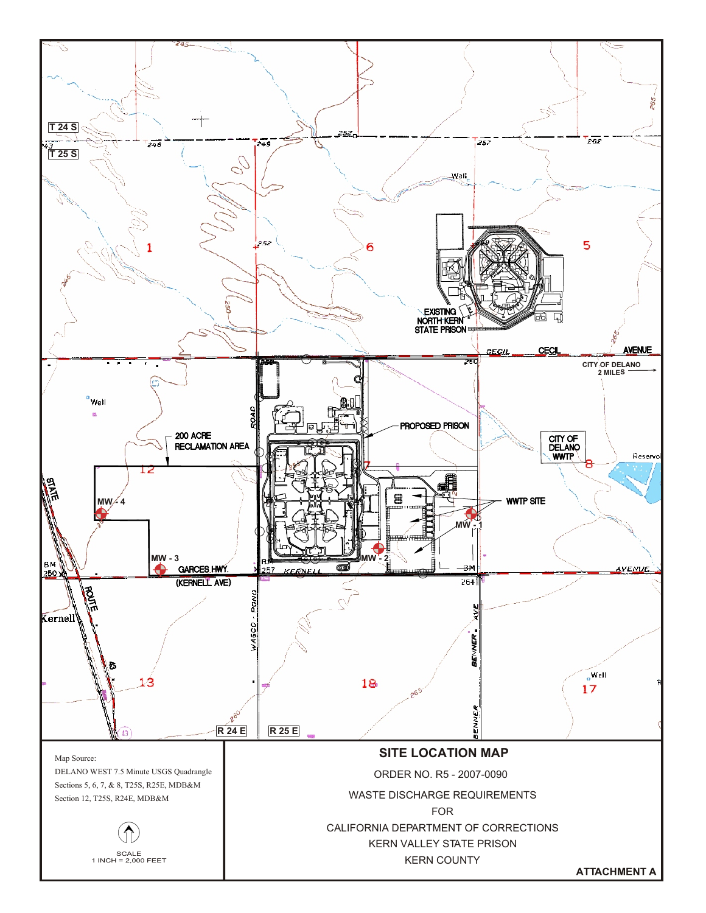T 24 S

T 25 S

1

6

5

EXISTING NORTH KERN STATE PRISON

CECIL AVENUE

CITY OF DELANO 2 MILES

PROPOSED PRISON

200 ACRE RECLAMATION AREA

12

7

CITY OF DELANO WWTP

8

WWTP SITE

MW - 4

MW - 1

MW - 3

MW - 2

GARCES HWY. (KERNELL AVE)

13

18

17

R 24 E

R 25 E

Map Source:
DELANO WEST 7.5 Minute USGS Quadrangle
Sections 5, 6, 7, & 8, T25S, R25E, MDB&M
Section 12, T25S, R24E, MDB&M

SCALE
1 INCH = 2,000 FEET

## SITE LOCATION MAP

ORDER NO. R5 - 2007-0090

WASTE DISCHARGE REQUIREMENTS
FOR
CALIFORNIA DEPARTMENT OF CORRECTIONS
KERN VALLEY STATE PRISON
KERN COUNTY

**ATTACHMENT A**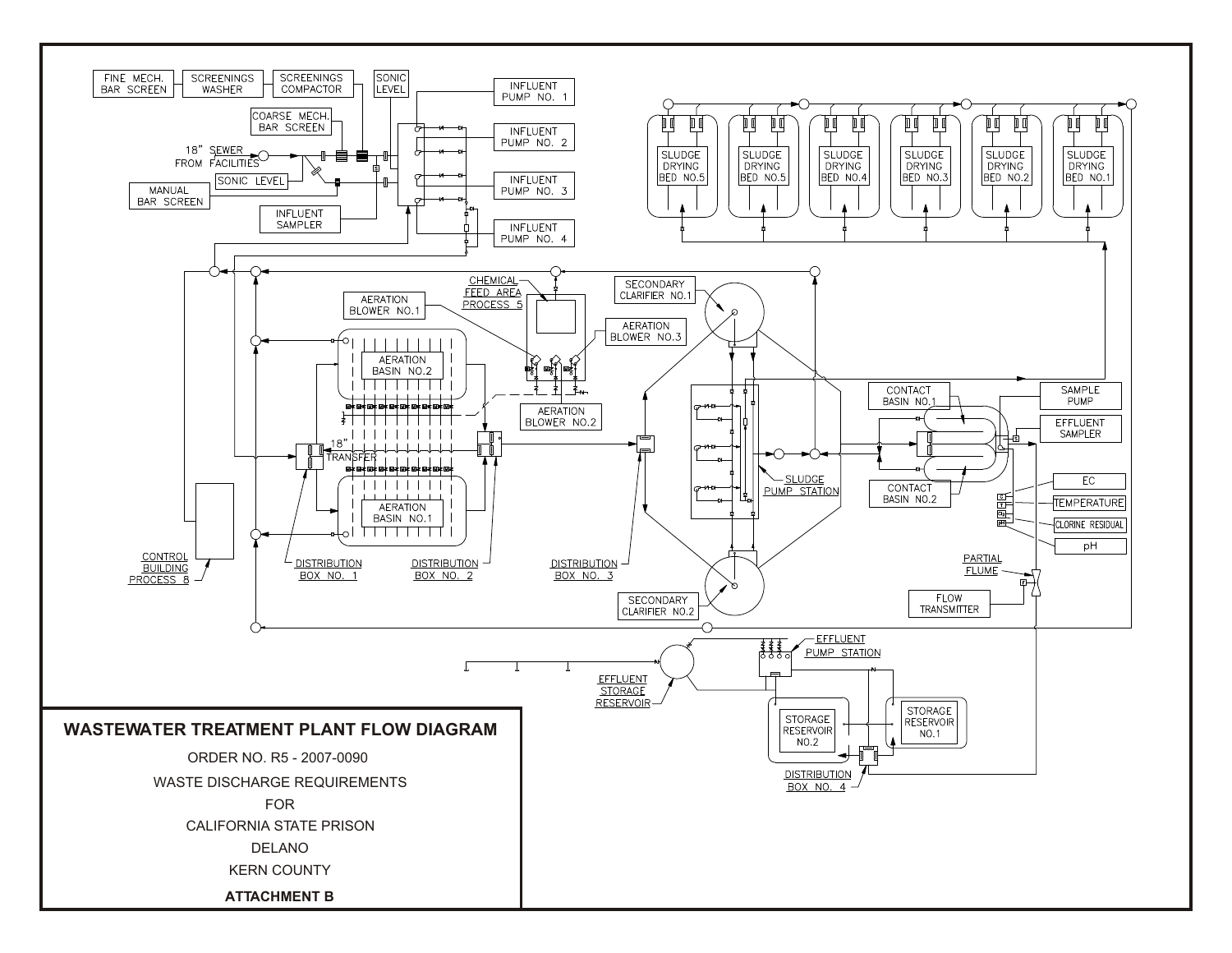FINE MECH. BAR SCREEN

SCREENINGS WASHER

SCREENINGS COMPACTOR

SONIC LEVEL

INFLUENT PUMP NO. 1

COARSE MECH. BAR SCREEN

INFLUENT PUMP NO. 2

18" SEWER FROM FACILITIES

SONIC LEVEL

MANUAL BAR SCREEN

INFLUENT PUMP NO. 3

INFLUENT SAMPLER

INFLUENT PUMP NO. 4

SLUDGE DRYING BED NO.5

SLUDGE DRYING BED NO.5

SLUDGE DRYING BED NO.4

SLUDGE DRYING BED NO.3

SLUDGE DRYING BED NO.2

SLUDGE DRYING BED NO.1

CHEMICAL FEED AREA PROCESS 5

AERATION BLOWER NO.1

SECONDARY CLARIFIER NO.1

AERATION BLOWER NO.3

AERATION BASIN NO.2

AERATION BLOWER NO.2

18" TRANSFER

SLUDGE PUMP STATION

CONTACT BASIN NO.1

SAMPLE PUMP

EFFLUENT SAMPLER

CONTACT BASIN NO.2

EC

TEMPERATURE

CLORINE RESIDUAL

pH

AERATION BASIN NO.1

PARTIAL FLUME

FLOW TRANSMITTER

CONTROL BUILDING PROCESS 8

DISTRIBUTION BOX NO. 1

DISTRIBUTION BOX NO. 2

DISTRIBUTION BOX NO. 3

SECONDARY CLARIFIER NO.2

EFFLUENT PUMP STATION

EFFLUENT STORAGE RESERVOIR

STORAGE RESERVOIR NO.2

STORAGE RESERVOIR NO.1

DISTRIBUTION BOX NO. 4

**WASTEWATER TREATMENT PLANT FLOW DIAGRAM**

ORDER NO. R5 - 2007-0090

WASTE DISCHARGE REQUIREMENTS

FOR

CALIFORNIA STATE PRISON

DELANO

KERN COUNTY

**ATTACHMENT B**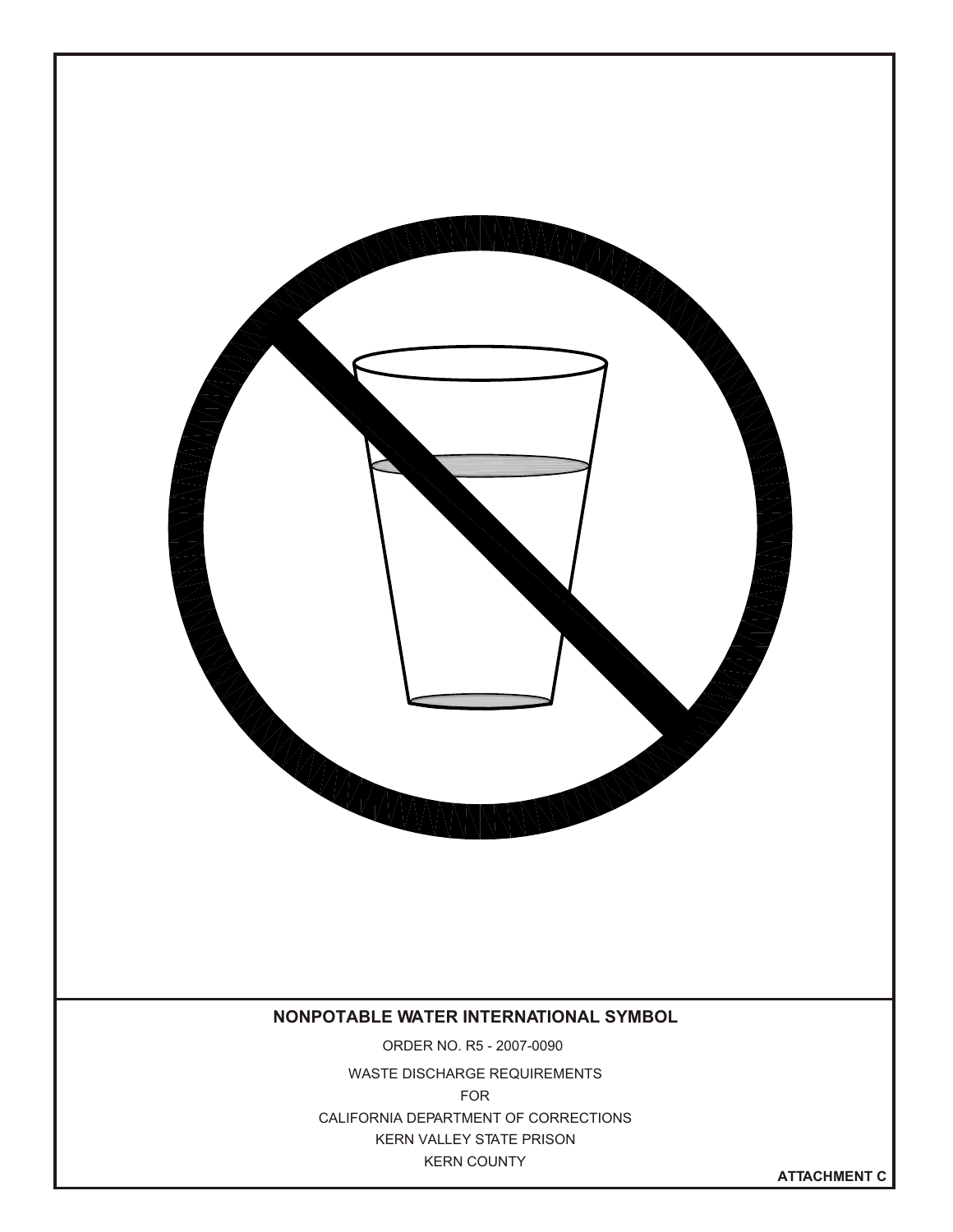**NONPOTABLE WATER INTERNATIONAL SYMBOL**

ORDER NO. R5 - 2007-0090

WASTE DISCHARGE REQUIREMENTS

FOR

CALIFORNIA DEPARTMENT OF CORRECTIONS

KERN VALLEY STATE PRISON

KERN COUNTY

**ATTACHMENT C**